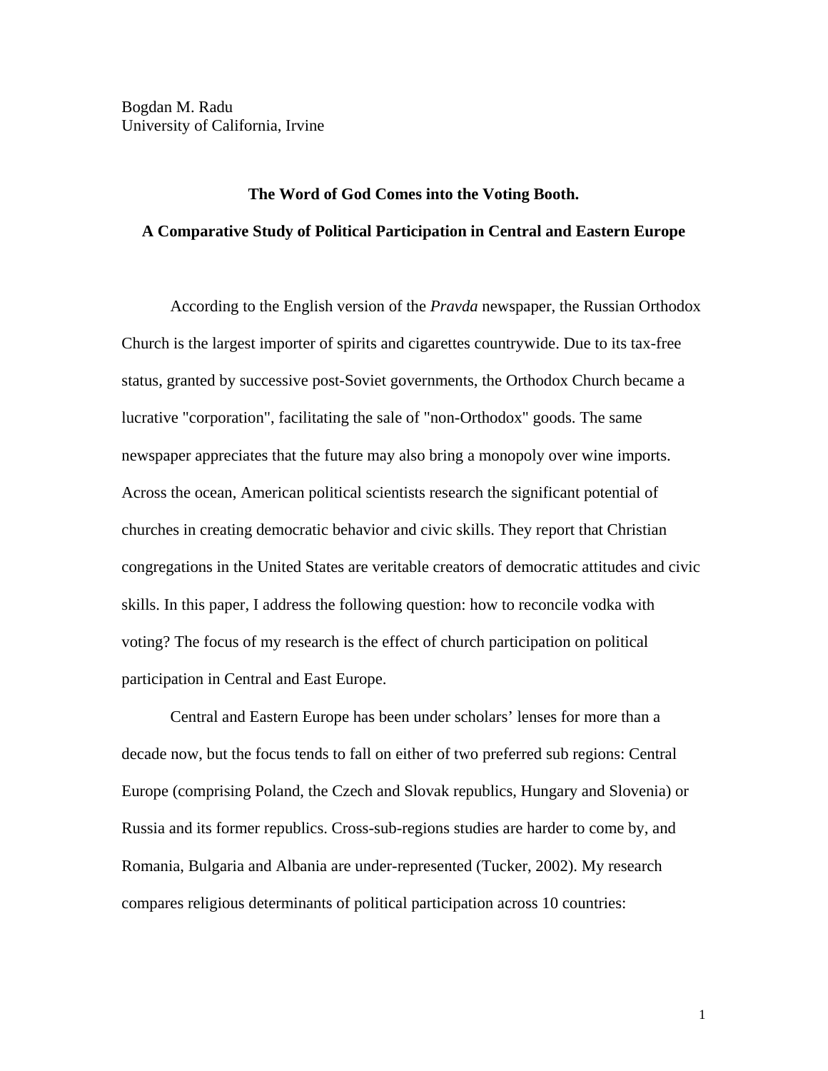Bogdan M. Radu
University of California, Irvine

# The Word of God Comes into the Voting Booth.

## A Comparative Study of Political Participation in Central and Eastern Europe

According to the English version of the *Pravda* newspaper, the Russian Orthodox Church is the largest importer of spirits and cigarettes countrywide. Due to its tax-free status, granted by successive post-Soviet governments, the Orthodox Church became a lucrative "corporation", facilitating the sale of "non-Orthodox" goods. The same newspaper appreciates that the future may also bring a monopoly over wine imports. Across the ocean, American political scientists research the significant potential of churches in creating democratic behavior and civic skills. They report that Christian congregations in the United States are veritable creators of democratic attitudes and civic skills. In this paper, I address the following question: how to reconcile vodka with voting? The focus of my research is the effect of church participation on political participation in Central and East Europe.

Central and Eastern Europe has been under scholars' lenses for more than a decade now, but the focus tends to fall on either of two preferred sub regions: Central Europe (comprising Poland, the Czech and Slovak republics, Hungary and Slovenia) or Russia and its former republics. Cross-sub-regions studies are harder to come by, and Romania, Bulgaria and Albania are under-represented (Tucker, 2002). My research compares religious determinants of political participation across 10 countries: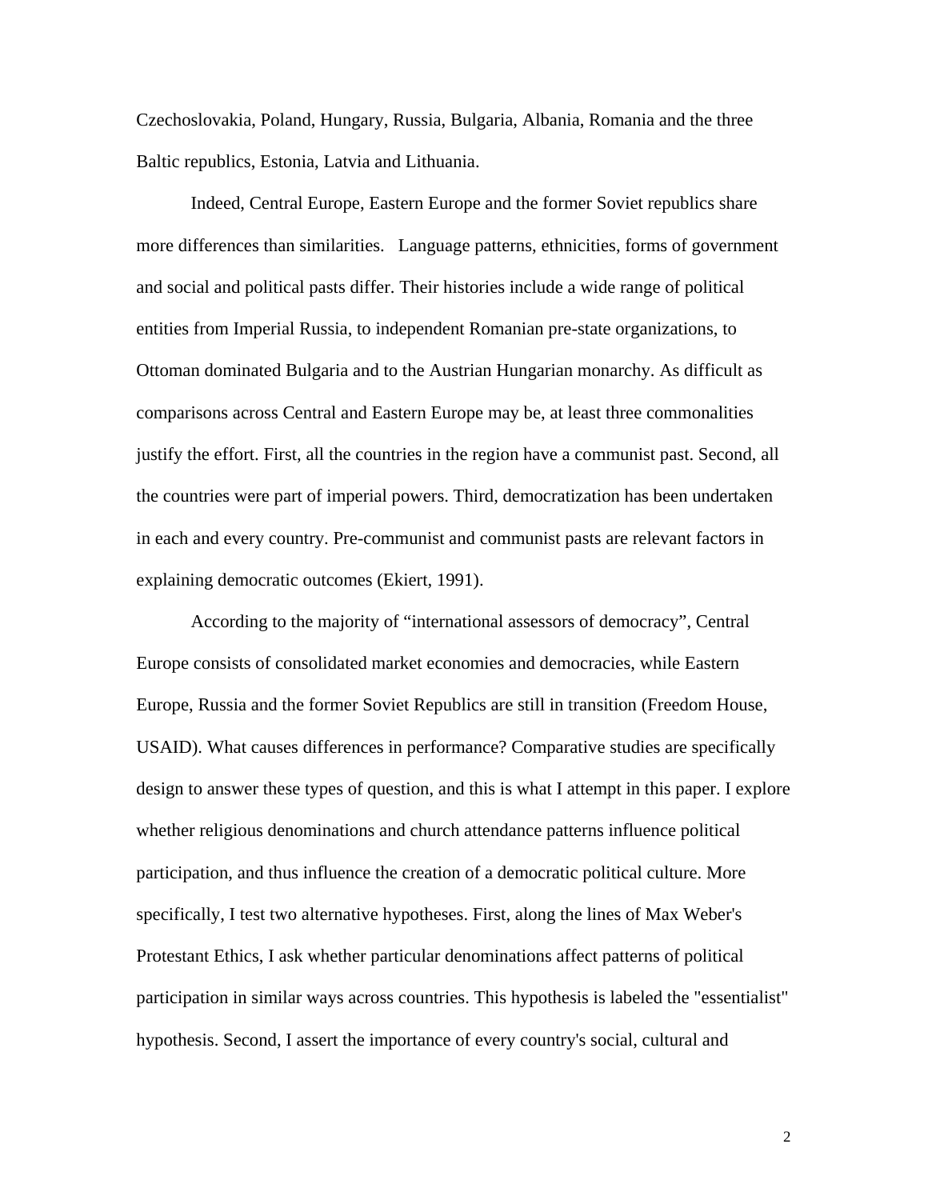Czechoslovakia, Poland, Hungary, Russia, Bulgaria, Albania, Romania and the three Baltic republics, Estonia, Latvia and Lithuania.

Indeed, Central Europe, Eastern Europe and the former Soviet republics share more differences than similarities. Language patterns, ethnicities, forms of government and social and political pasts differ. Their histories include a wide range of political entities from Imperial Russia, to independent Romanian pre-state organizations, to Ottoman dominated Bulgaria and to the Austrian Hungarian monarchy. As difficult as comparisons across Central and Eastern Europe may be, at least three commonalities justify the effort. First, all the countries in the region have a communist past. Second, all the countries were part of imperial powers. Third, democratization has been undertaken in each and every country. Pre-communist and communist pasts are relevant factors in explaining democratic outcomes (Ekiert, 1991).

According to the majority of "international assessors of democracy", Central Europe consists of consolidated market economies and democracies, while Eastern Europe, Russia and the former Soviet Republics are still in transition (Freedom House, USAID). What causes differences in performance? Comparative studies are specifically design to answer these types of question, and this is what I attempt in this paper. I explore whether religious denominations and church attendance patterns influence political participation, and thus influence the creation of a democratic political culture. More specifically, I test two alternative hypotheses. First, along the lines of Max Weber's Protestant Ethics, I ask whether particular denominations affect patterns of political participation in similar ways across countries. This hypothesis is labeled the "essentialist" hypothesis. Second, I assert the importance of every country's social, cultural and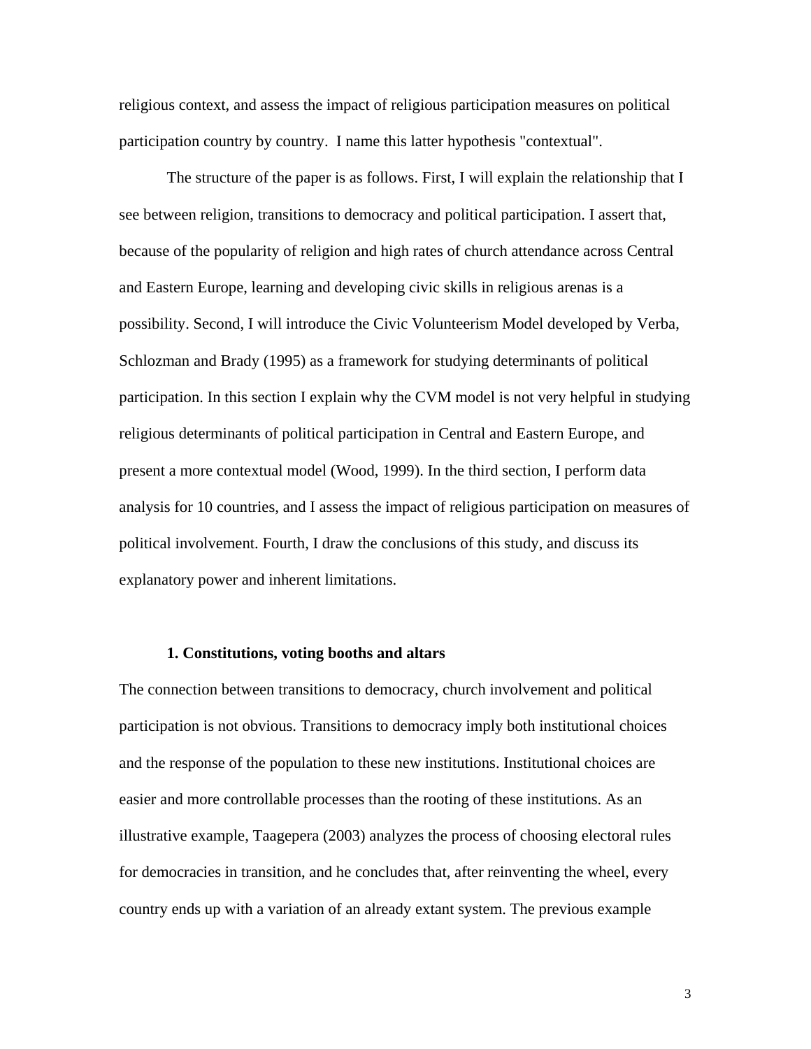religious context, and assess the impact of religious participation measures on political participation country by country. I name this latter hypothesis "contextual".

The structure of the paper is as follows. First, I will explain the relationship that I see between religion, transitions to democracy and political participation. I assert that, because of the popularity of religion and high rates of church attendance across Central and Eastern Europe, learning and developing civic skills in religious arenas is a possibility. Second, I will introduce the Civic Volunteerism Model developed by Verba, Schlozman and Brady (1995) as a framework for studying determinants of political participation. In this section I explain why the CVM model is not very helpful in studying religious determinants of political participation in Central and Eastern Europe, and present a more contextual model (Wood, 1999). In the third section, I perform data analysis for 10 countries, and I assess the impact of religious participation on measures of political involvement. Fourth, I draw the conclusions of this study, and discuss its explanatory power and inherent limitations.

### 1. Constitutions, voting booths and altars

The connection between transitions to democracy, church involvement and political participation is not obvious. Transitions to democracy imply both institutional choices and the response of the population to these new institutions. Institutional choices are easier and more controllable processes than the rooting of these institutions. As an illustrative example, Taagepera (2003) analyzes the process of choosing electoral rules for democracies in transition, and he concludes that, after reinventing the wheel, every country ends up with a variation of an already extant system. The previous example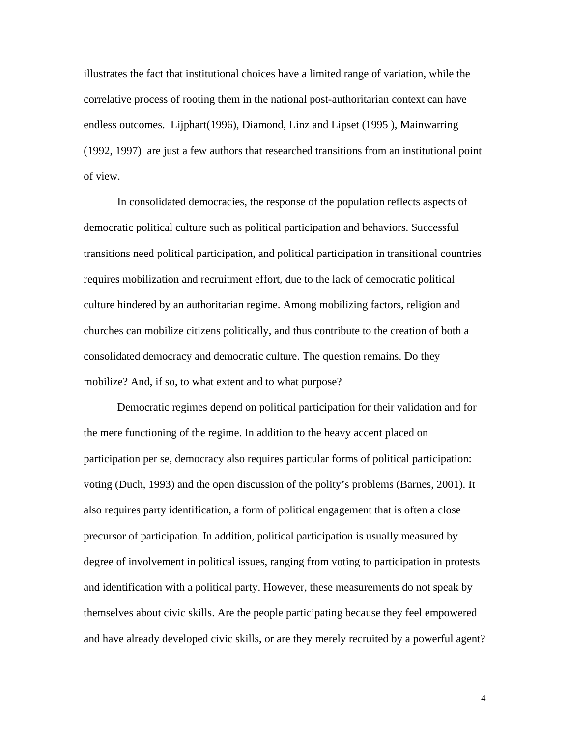illustrates the fact that institutional choices have a limited range of variation, while the correlative process of rooting them in the national post-authoritarian context can have endless outcomes. Lijphart(1996), Diamond, Linz and Lipset (1995 ), Mainwarring (1992, 1997) are just a few authors that researched transitions from an institutional point of view.

In consolidated democracies, the response of the population reflects aspects of democratic political culture such as political participation and behaviors. Successful transitions need political participation, and political participation in transitional countries requires mobilization and recruitment effort, due to the lack of democratic political culture hindered by an authoritarian regime. Among mobilizing factors, religion and churches can mobilize citizens politically, and thus contribute to the creation of both a consolidated democracy and democratic culture. The question remains. Do they mobilize? And, if so, to what extent and to what purpose?

Democratic regimes depend on political participation for their validation and for the mere functioning of the regime. In addition to the heavy accent placed on participation per se, democracy also requires particular forms of political participation: voting (Duch, 1993) and the open discussion of the polity's problems (Barnes, 2001). It also requires party identification, a form of political engagement that is often a close precursor of participation. In addition, political participation is usually measured by degree of involvement in political issues, ranging from voting to participation in protests and identification with a political party. However, these measurements do not speak by themselves about civic skills. Are the people participating because they feel empowered and have already developed civic skills, or are they merely recruited by a powerful agent?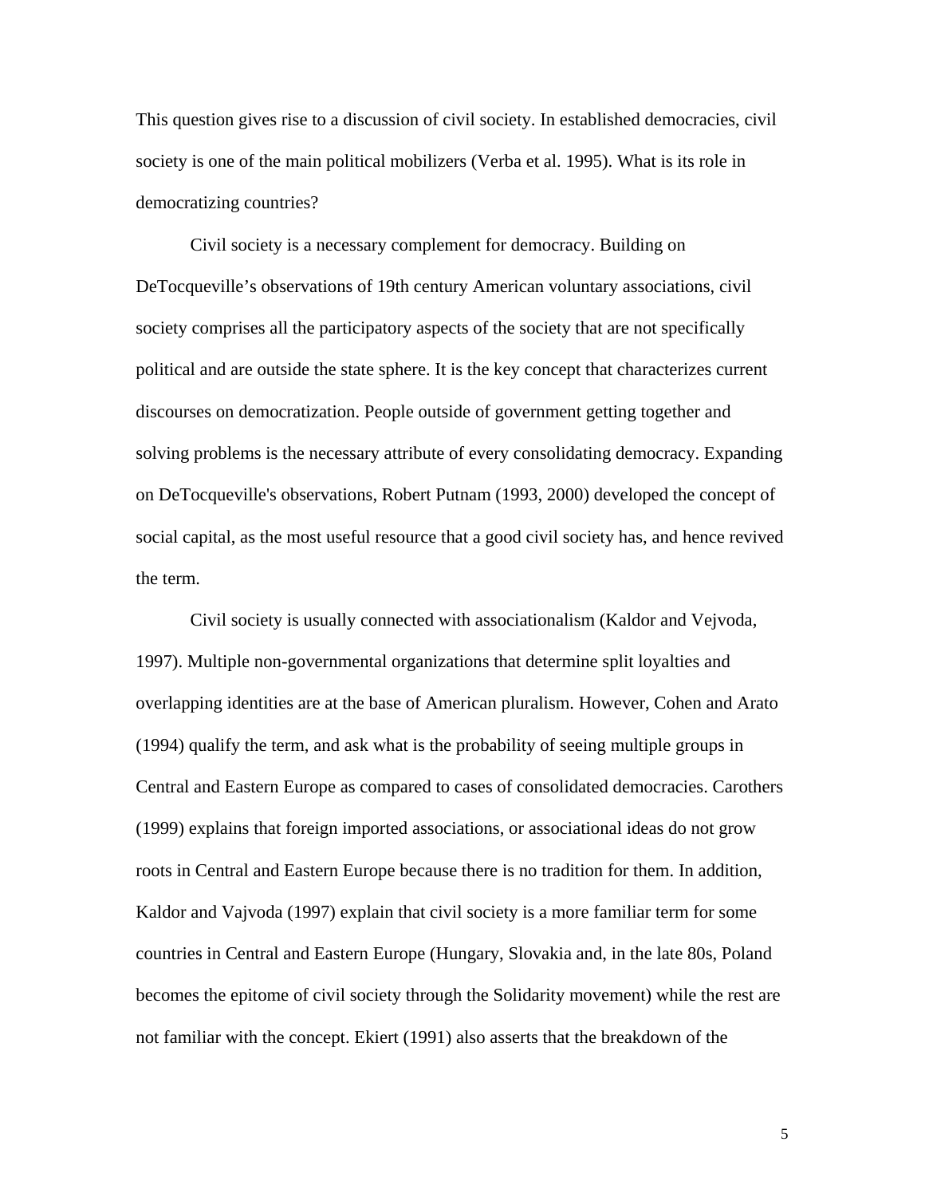This question gives rise to a discussion of civil society. In established democracies, civil society is one of the main political mobilizers (Verba et al. 1995). What is its role in democratizing countries?

Civil society is a necessary complement for democracy. Building on DeTocqueville's observations of 19th century American voluntary associations, civil society comprises all the participatory aspects of the society that are not specifically political and are outside the state sphere. It is the key concept that characterizes current discourses on democratization. People outside of government getting together and solving problems is the necessary attribute of every consolidating democracy. Expanding on DeTocqueville's observations, Robert Putnam (1993, 2000) developed the concept of social capital, as the most useful resource that a good civil society has, and hence revived the term.

Civil society is usually connected with associationalism (Kaldor and Vejvoda, 1997). Multiple non-governmental organizations that determine split loyalties and overlapping identities are at the base of American pluralism. However, Cohen and Arato (1994) qualify the term, and ask what is the probability of seeing multiple groups in Central and Eastern Europe as compared to cases of consolidated democracies. Carothers (1999) explains that foreign imported associations, or associational ideas do not grow roots in Central and Eastern Europe because there is no tradition for them. In addition, Kaldor and Vajvoda (1997) explain that civil society is a more familiar term for some countries in Central and Eastern Europe (Hungary, Slovakia and, in the late 80s, Poland becomes the epitome of civil society through the Solidarity movement) while the rest are not familiar with the concept. Ekiert (1991) also asserts that the breakdown of the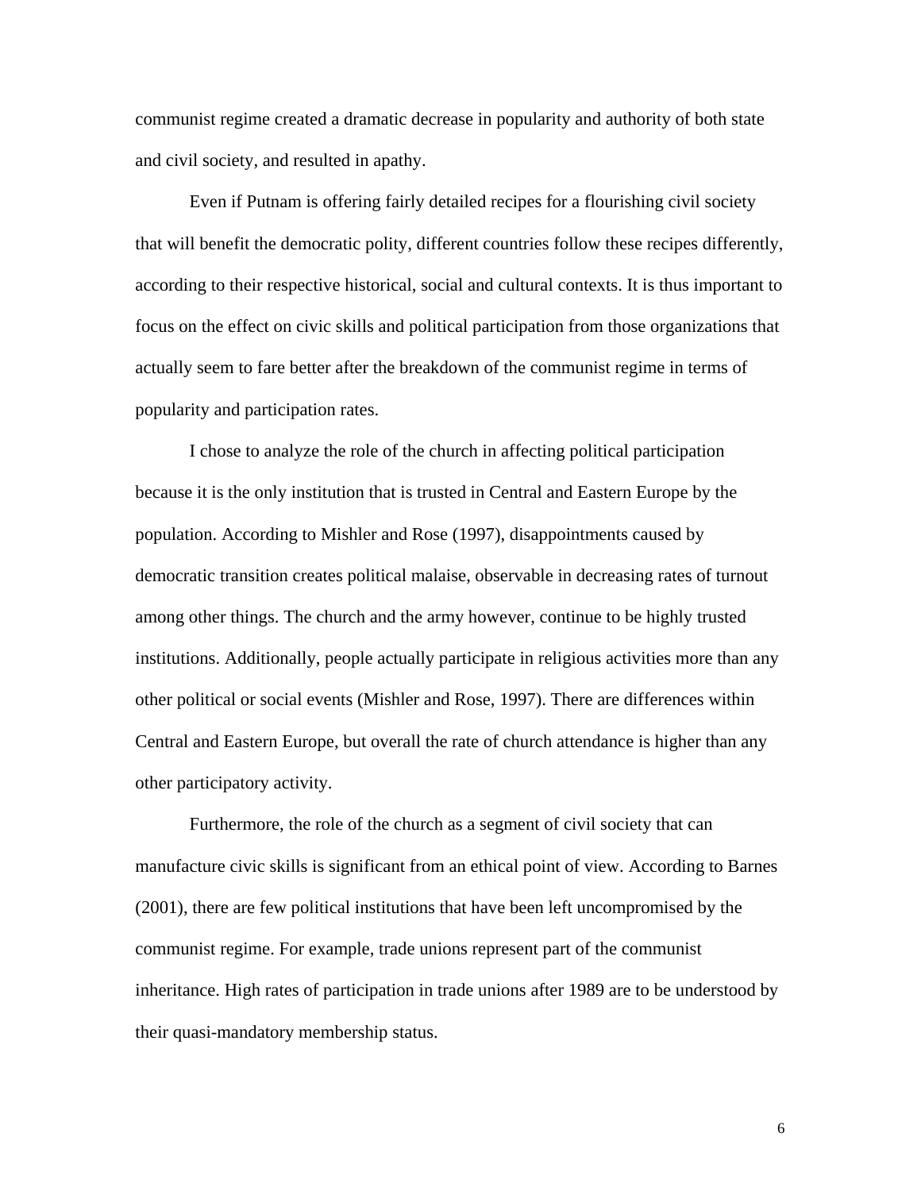communist regime created a dramatic decrease in popularity and authority of both state and civil society, and resulted in apathy.

Even if Putnam is offering fairly detailed recipes for a flourishing civil society that will benefit the democratic polity, different countries follow these recipes differently, according to their respective historical, social and cultural contexts. It is thus important to focus on the effect on civic skills and political participation from those organizations that actually seem to fare better after the breakdown of the communist regime in terms of popularity and participation rates.

I chose to analyze the role of the church in affecting political participation because it is the only institution that is trusted in Central and Eastern Europe by the population. According to Mishler and Rose (1997), disappointments caused by democratic transition creates political malaise, observable in decreasing rates of turnout among other things. The church and the army however, continue to be highly trusted institutions. Additionally, people actually participate in religious activities more than any other political or social events (Mishler and Rose, 1997). There are differences within Central and Eastern Europe, but overall the rate of church attendance is higher than any other participatory activity.

Furthermore, the role of the church as a segment of civil society that can manufacture civic skills is significant from an ethical point of view. According to Barnes (2001), there are few political institutions that have been left uncompromised by the communist regime. For example, trade unions represent part of the communist inheritance. High rates of participation in trade unions after 1989 are to be understood by their quasi-mandatory membership status.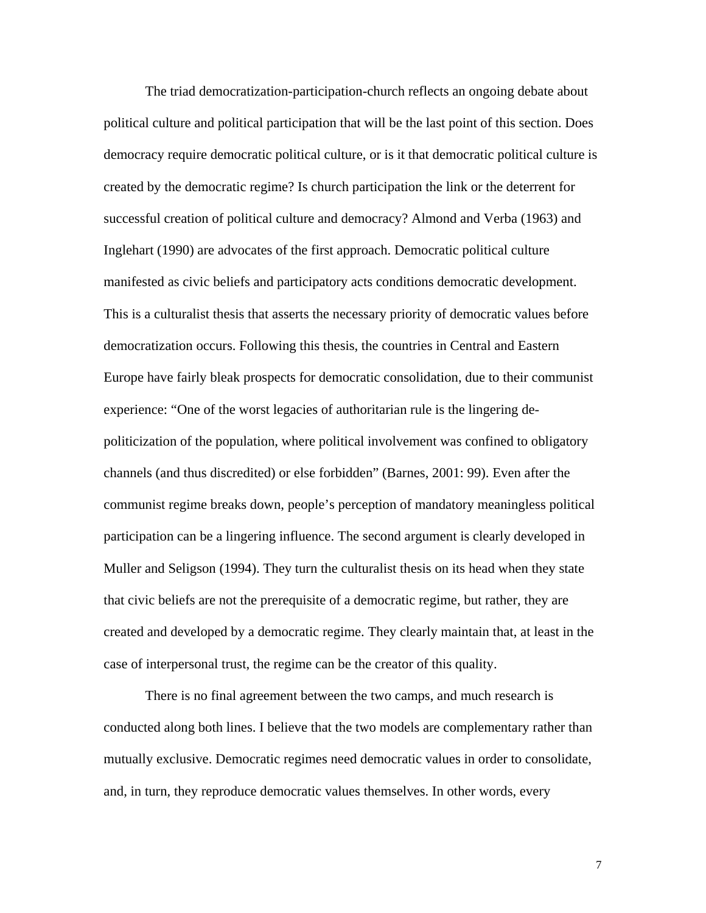The triad democratization-participation-church reflects an ongoing debate about political culture and political participation that will be the last point of this section. Does democracy require democratic political culture, or is it that democratic political culture is created by the democratic regime? Is church participation the link or the deterrent for successful creation of political culture and democracy? Almond and Verba (1963) and Inglehart (1990) are advocates of the first approach. Democratic political culture manifested as civic beliefs and participatory acts conditions democratic development. This is a culturalist thesis that asserts the necessary priority of democratic values before democratization occurs. Following this thesis, the countries in Central and Eastern Europe have fairly bleak prospects for democratic consolidation, due to their communist experience: "One of the worst legacies of authoritarian rule is the lingering de-politicization of the population, where political involvement was confined to obligatory channels (and thus discredited) or else forbidden" (Barnes, 2001: 99). Even after the communist regime breaks down, people's perception of mandatory meaningless political participation can be a lingering influence. The second argument is clearly developed in Muller and Seligson (1994). They turn the culturalist thesis on its head when they state that civic beliefs are not the prerequisite of a democratic regime, but rather, they are created and developed by a democratic regime. They clearly maintain that, at least in the case of interpersonal trust, the regime can be the creator of this quality.

There is no final agreement between the two camps, and much research is conducted along both lines. I believe that the two models are complementary rather than mutually exclusive. Democratic regimes need democratic values in order to consolidate, and, in turn, they reproduce democratic values themselves. In other words, every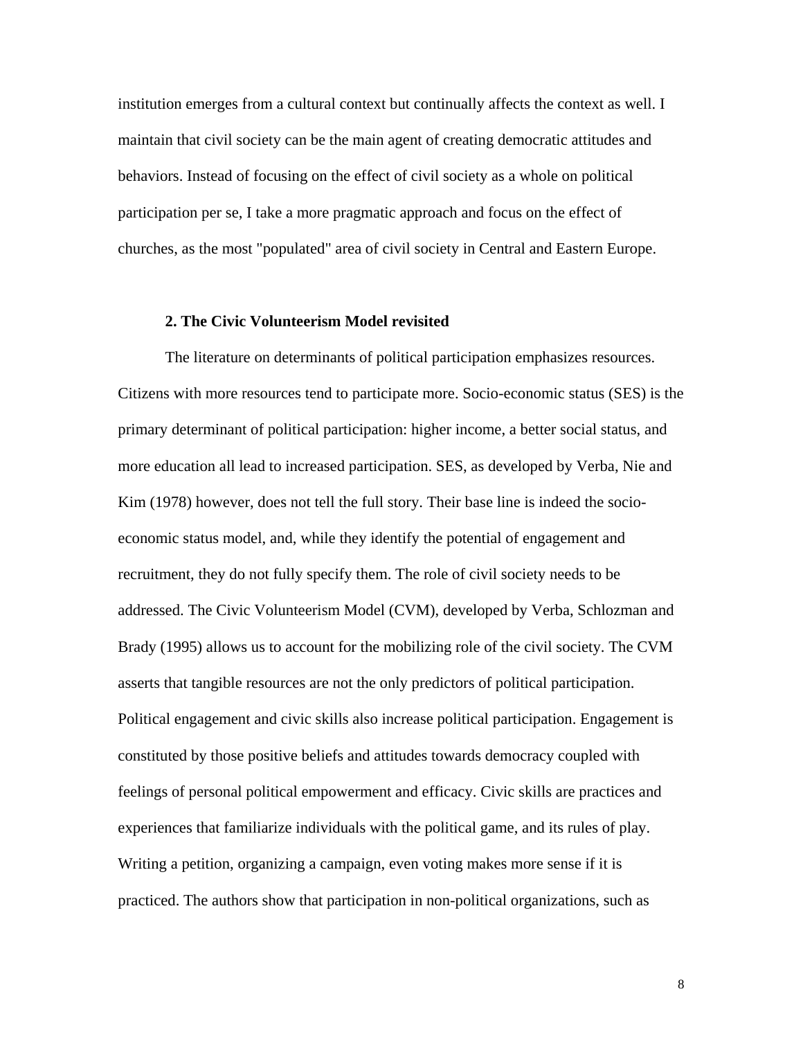institution emerges from a cultural context but continually affects the context as well. I maintain that civil society can be the main agent of creating democratic attitudes and behaviors. Instead of focusing on the effect of civil society as a whole on political participation per se, I take a more pragmatic approach and focus on the effect of churches, as the most "populated" area of civil society in Central and Eastern Europe.

## 2. The Civic Volunteerism Model revisited

The literature on determinants of political participation emphasizes resources. Citizens with more resources tend to participate more. Socio-economic status (SES) is the primary determinant of political participation: higher income, a better social status, and more education all lead to increased participation. SES, as developed by Verba, Nie and Kim (1978) however, does not tell the full story. Their base line is indeed the socio-economic status model, and, while they identify the potential of engagement and recruitment, they do not fully specify them. The role of civil society needs to be addressed. The Civic Volunteerism Model (CVM), developed by Verba, Schlozman and Brady (1995) allows us to account for the mobilizing role of the civil society. The CVM asserts that tangible resources are not the only predictors of political participation. Political engagement and civic skills also increase political participation. Engagement is constituted by those positive beliefs and attitudes towards democracy coupled with feelings of personal political empowerment and efficacy. Civic skills are practices and experiences that familiarize individuals with the political game, and its rules of play. Writing a petition, organizing a campaign, even voting makes more sense if it is practiced. The authors show that participation in non-political organizations, such as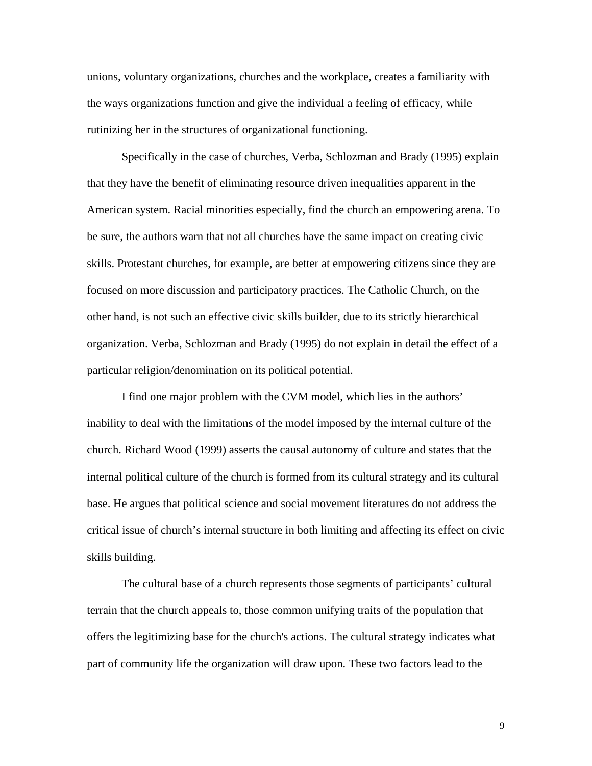unions, voluntary organizations, churches and the workplace, creates a familiarity with the ways organizations function and give the individual a feeling of efficacy, while rutinizing her in the structures of organizational functioning.

Specifically in the case of churches, Verba, Schlozman and Brady (1995) explain that they have the benefit of eliminating resource driven inequalities apparent in the American system. Racial minorities especially, find the church an empowering arena. To be sure, the authors warn that not all churches have the same impact on creating civic skills. Protestant churches, for example, are better at empowering citizens since they are focused on more discussion and participatory practices. The Catholic Church, on the other hand, is not such an effective civic skills builder, due to its strictly hierarchical organization. Verba, Schlozman and Brady (1995) do not explain in detail the effect of a particular religion/denomination on its political potential.

I find one major problem with the CVM model, which lies in the authors' inability to deal with the limitations of the model imposed by the internal culture of the church. Richard Wood (1999) asserts the causal autonomy of culture and states that the internal political culture of the church is formed from its cultural strategy and its cultural base. He argues that political science and social movement literatures do not address the critical issue of church's internal structure in both limiting and affecting its effect on civic skills building.

The cultural base of a church represents those segments of participants' cultural terrain that the church appeals to, those common unifying traits of the population that offers the legitimizing base for the church's actions. The cultural strategy indicates what part of community life the organization will draw upon. These two factors lead to the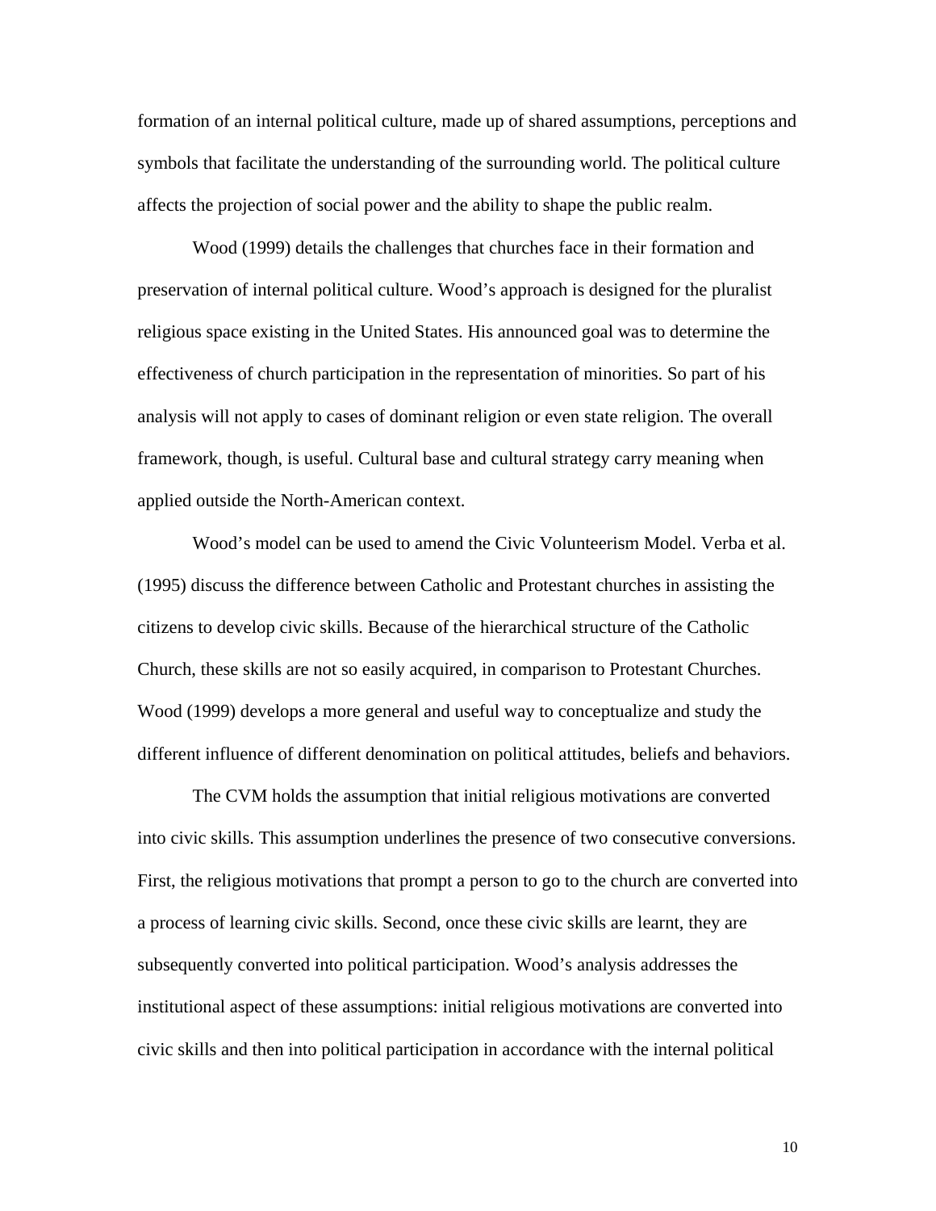formation of an internal political culture, made up of shared assumptions, perceptions and symbols that facilitate the understanding of the surrounding world. The political culture affects the projection of social power and the ability to shape the public realm.

Wood (1999) details the challenges that churches face in their formation and preservation of internal political culture. Wood's approach is designed for the pluralist religious space existing in the United States. His announced goal was to determine the effectiveness of church participation in the representation of minorities. So part of his analysis will not apply to cases of dominant religion or even state religion. The overall framework, though, is useful. Cultural base and cultural strategy carry meaning when applied outside the North-American context.

Wood's model can be used to amend the Civic Volunteerism Model. Verba et al. (1995) discuss the difference between Catholic and Protestant churches in assisting the citizens to develop civic skills. Because of the hierarchical structure of the Catholic Church, these skills are not so easily acquired, in comparison to Protestant Churches. Wood (1999) develops a more general and useful way to conceptualize and study the different influence of different denomination on political attitudes, beliefs and behaviors.

The CVM holds the assumption that initial religious motivations are converted into civic skills. This assumption underlines the presence of two consecutive conversions. First, the religious motivations that prompt a person to go to the church are converted into a process of learning civic skills. Second, once these civic skills are learnt, they are subsequently converted into political participation. Wood's analysis addresses the institutional aspect of these assumptions: initial religious motivations are converted into civic skills and then into political participation in accordance with the internal political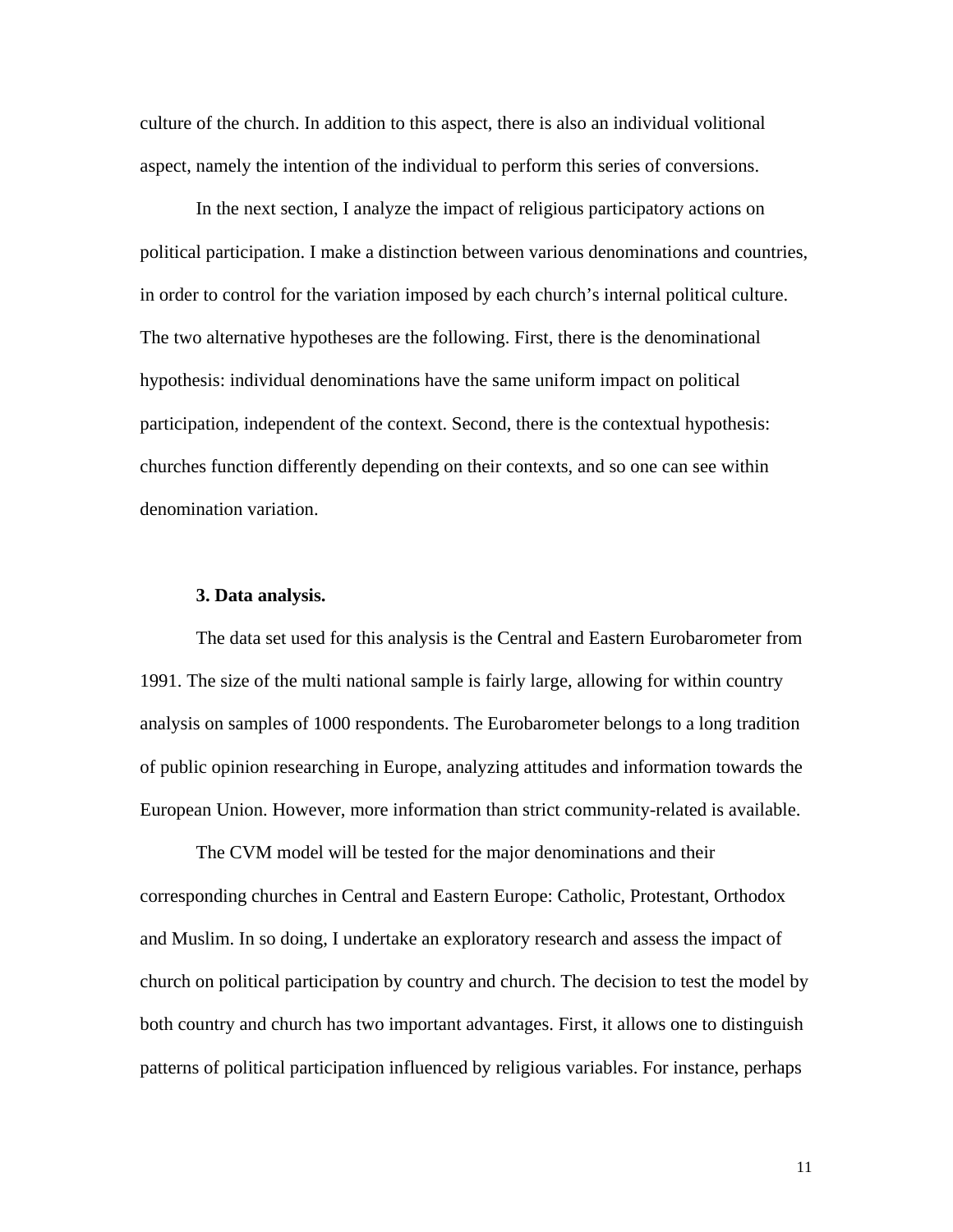culture of the church. In addition to this aspect, there is also an individual volitional aspect, namely the intention of the individual to perform this series of conversions.

In the next section, I analyze the impact of religious participatory actions on political participation. I make a distinction between various denominations and countries, in order to control for the variation imposed by each church's internal political culture. The two alternative hypotheses are the following. First, there is the denominational hypothesis: individual denominations have the same uniform impact on political participation, independent of the context. Second, there is the contextual hypothesis: churches function differently depending on their contexts, and so one can see within denomination variation.

### 3. Data analysis.

The data set used for this analysis is the Central and Eastern Eurobarometer from 1991. The size of the multi national sample is fairly large, allowing for within country analysis on samples of 1000 respondents. The Eurobarometer belongs to a long tradition of public opinion researching in Europe, analyzing attitudes and information towards the European Union. However, more information than strict community-related is available.

The CVM model will be tested for the major denominations and their corresponding churches in Central and Eastern Europe: Catholic, Protestant, Orthodox and Muslim. In so doing, I undertake an exploratory research and assess the impact of church on political participation by country and church. The decision to test the model by both country and church has two important advantages. First, it allows one to distinguish patterns of political participation influenced by religious variables. For instance, perhaps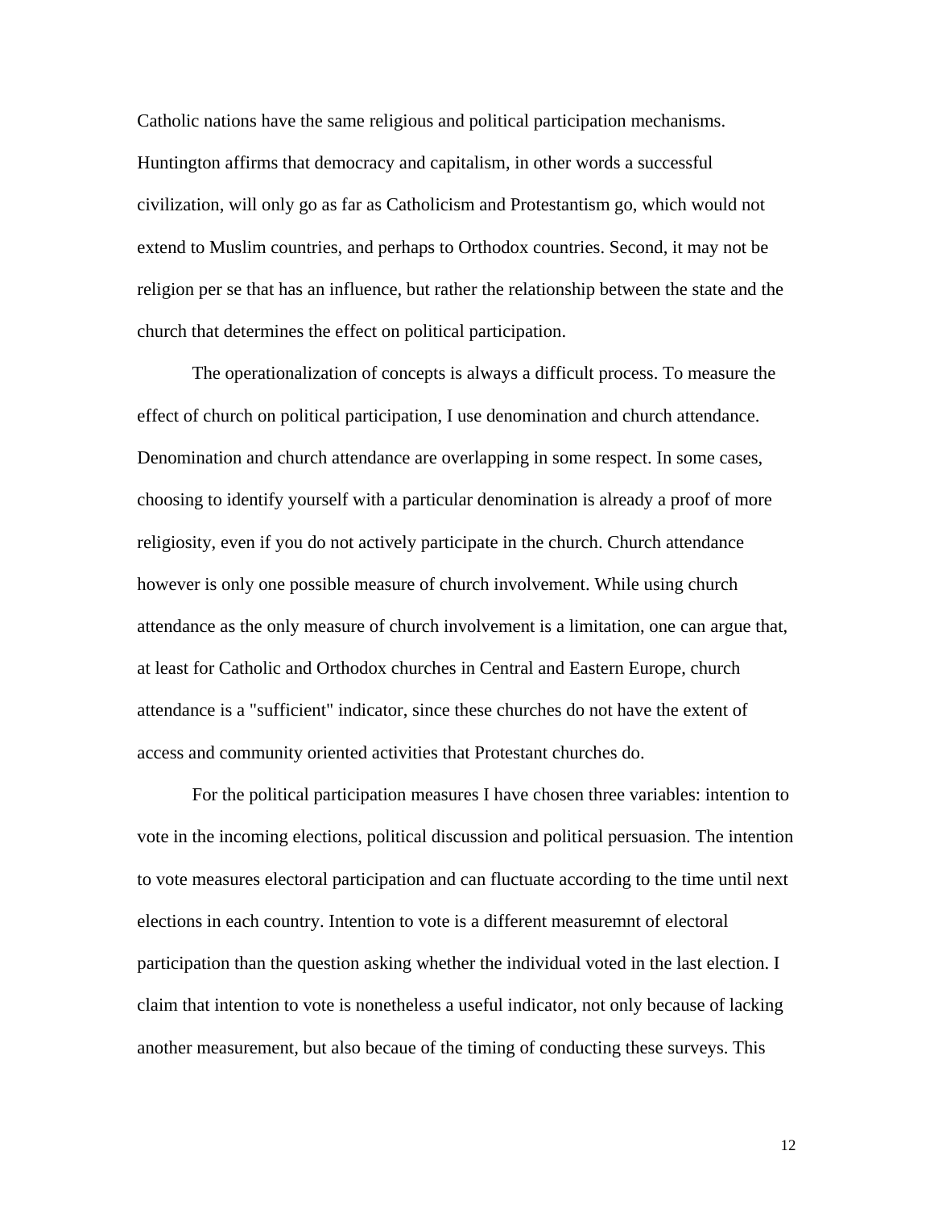Catholic nations have the same religious and political participation mechanisms. Huntington affirms that democracy and capitalism, in other words a successful civilization, will only go as far as Catholicism and Protestantism go, which would not extend to Muslim countries, and perhaps to Orthodox countries. Second, it may not be religion per se that has an influence, but rather the relationship between the state and the church that determines the effect on political participation.

The operationalization of concepts is always a difficult process. To measure the effect of church on political participation, I use denomination and church attendance. Denomination and church attendance are overlapping in some respect. In some cases, choosing to identify yourself with a particular denomination is already a proof of more religiosity, even if you do not actively participate in the church. Church attendance however is only one possible measure of church involvement. While using church attendance as the only measure of church involvement is a limitation, one can argue that, at least for Catholic and Orthodox churches in Central and Eastern Europe, church attendance is a "sufficient" indicator, since these churches do not have the extent of access and community oriented activities that Protestant churches do.

For the political participation measures I have chosen three variables: intention to vote in the incoming elections, political discussion and political persuasion. The intention to vote measures electoral participation and can fluctuate according to the time until next elections in each country. Intention to vote is a different measuremnt of electoral participation than the question asking whether the individual voted in the last election. I claim that intention to vote is nonetheless a useful indicator, not only because of lacking another measurement, but also becaue of the timing of conducting these surveys. This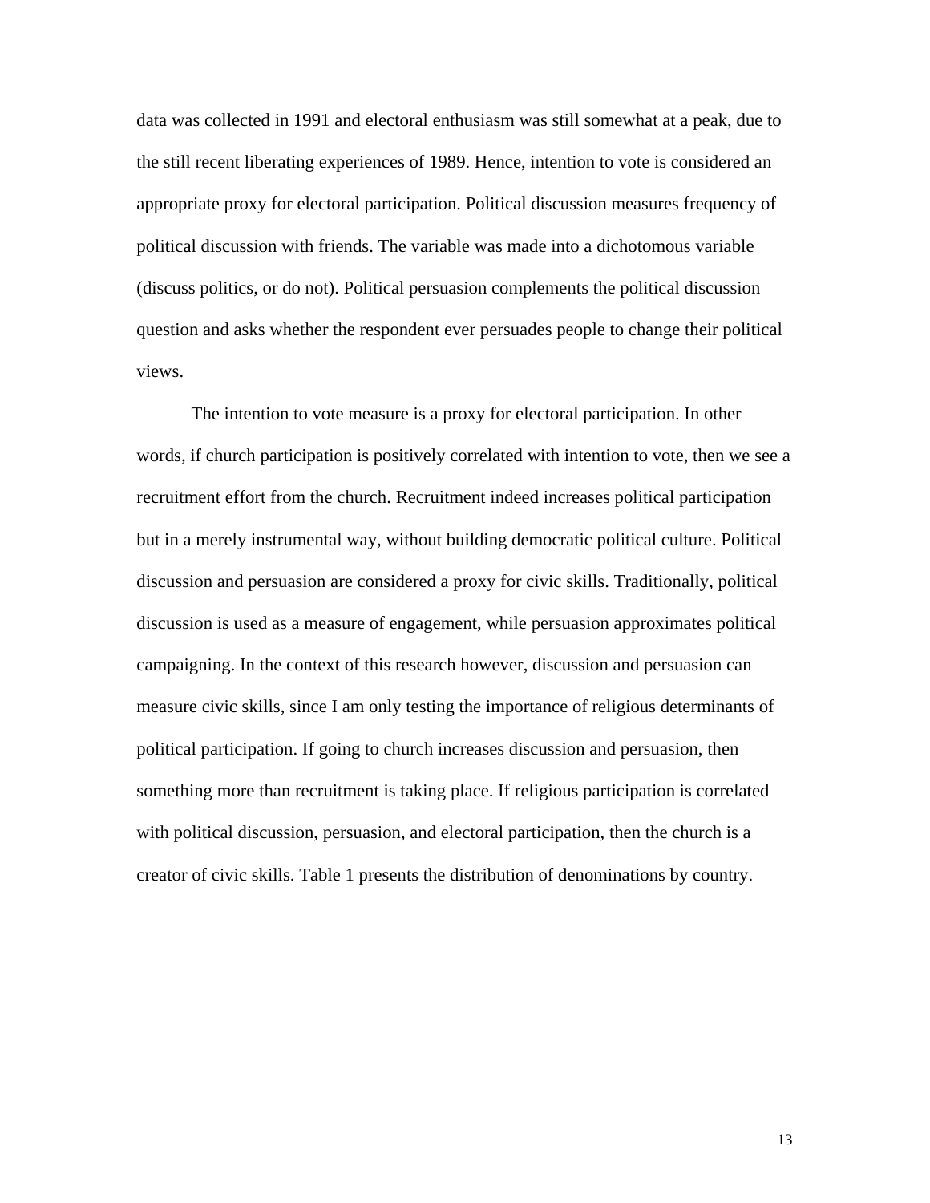data was collected in 1991 and electoral enthusiasm was still somewhat at a peak, due to the still recent liberating experiences of 1989. Hence, intention to vote is considered an appropriate proxy for electoral participation. Political discussion measures frequency of political discussion with friends. The variable was made into a dichotomous variable (discuss politics, or do not). Political persuasion complements the political discussion question and asks whether the respondent ever persuades people to change their political views.

The intention to vote measure is a proxy for electoral participation. In other words, if church participation is positively correlated with intention to vote, then we see a recruitment effort from the church. Recruitment indeed increases political participation but in a merely instrumental way, without building democratic political culture. Political discussion and persuasion are considered a proxy for civic skills. Traditionally, political discussion is used as a measure of engagement, while persuasion approximates political campaigning. In the context of this research however, discussion and persuasion can measure civic skills, since I am only testing the importance of religious determinants of political participation. If going to church increases discussion and persuasion, then something more than recruitment is taking place. If religious participation is correlated with political discussion, persuasion, and electoral participation, then the church is a creator of civic skills. Table 1 presents the distribution of denominations by country.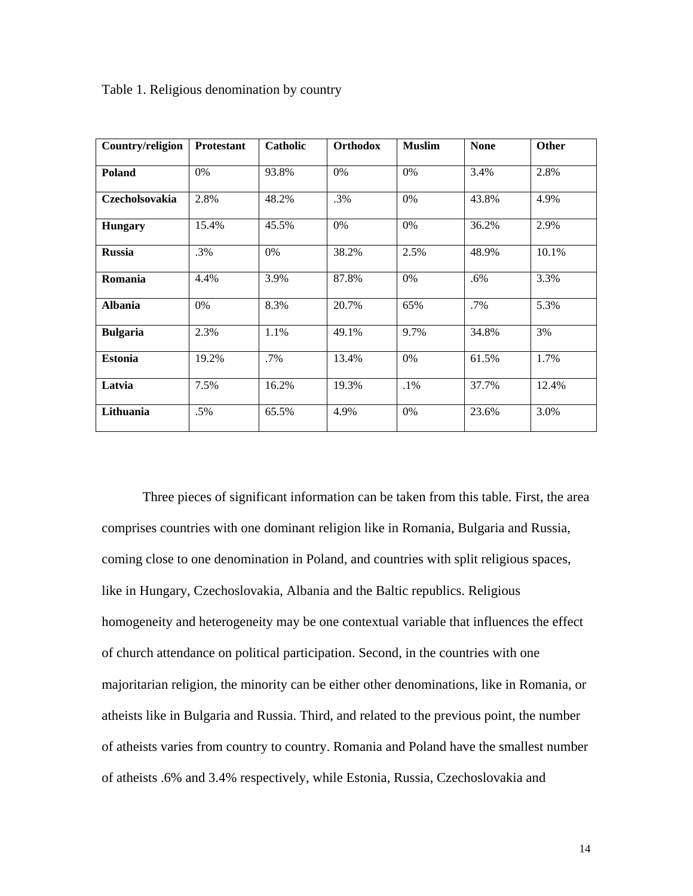Table 1. Religious denomination by country

| Country/religion | Protestant | Catholic | Orthodox | Muslim | None | Other |
|---|---|---|---|---|---|---|
| **Poland** | 0% | 93.8% | 0% | 0% | 3.4% | 2.8% |
| **Czecholsovakia** | 2.8% | 48.2% | .3% | 0% | 43.8% | 4.9% |
| **Hungary** | 15.4% | 45.5% | 0% | 0% | 36.2% | 2.9% |
| **Russia** | .3% | 0% | 38.2% | 2.5% | 48.9% | 10.1% |
| **Romania** | 4.4% | 3.9% | 87.8% | 0% | .6% | 3.3% |
| **Albania** | 0% | 8.3% | 20.7% | 65% | .7% | 5.3% |
| **Bulgaria** | 2.3% | 1.1% | 49.1% | 9.7% | 34.8% | 3% |
| **Estonia** | 19.2% | .7% | 13.4% | 0% | 61.5% | 1.7% |
| **Latvia** | 7.5% | 16.2% | 19.3% | .1% | 37.7% | 12.4% |
| **Lithuania** | .5% | 65.5% | 4.9% | 0% | 23.6% | 3.0% |

Three pieces of significant information can be taken from this table. First, the area comprises countries with one dominant religion like in Romania, Bulgaria and Russia, coming close to one denomination in Poland, and countries with split religious spaces, like in Hungary, Czechoslovakia, Albania and the Baltic republics. Religious homogeneity and heterogeneity may be one contextual variable that influences the effect of church attendance on political participation. Second, in the countries with one majoritarian religion, the minority can be either other denominations, like in Romania, or atheists like in Bulgaria and Russia. Third, and related to the previous point, the number of atheists varies from country to country. Romania and Poland have the smallest number of atheists .6% and 3.4% respectively, while Estonia, Russia, Czechoslovakia and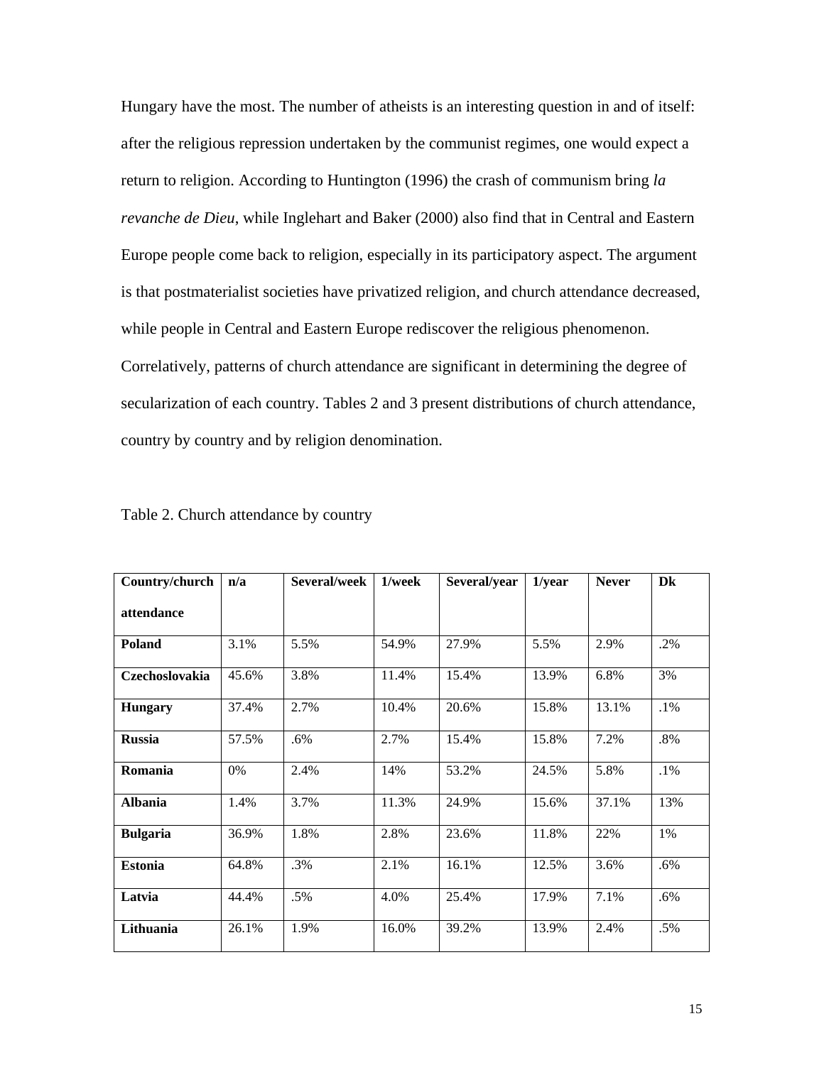Hungary have the most. The number of atheists is an interesting question in and of itself: after the religious repression undertaken by the communist regimes, one would expect a return to religion. According to Huntington (1996) the crash of communism bring *la revanche de Dieu*, while Inglehart and Baker (2000) also find that in Central and Eastern Europe people come back to religion, especially in its participatory aspect. The argument is that postmaterialist societies have privatized religion, and church attendance decreased, while people in Central and Eastern Europe rediscover the religious phenomenon. Correlatively, patterns of church attendance are significant in determining the degree of secularization of each country. Tables 2 and 3 present distributions of church attendance, country by country and by religion denomination.

Table 2. Church attendance by country

| **Country/church attendance** | **n/a** | **Several/week** | **1/week** | **Several/year** | **1/year** | **Never** | **Dk** |
|---|---|---|---|---|---|---|---|
| **Poland** | 3.1% | 5.5% | 54.9% | 27.9% | 5.5% | 2.9% | .2% |
| **Czechoslovakia** | 45.6% | 3.8% | 11.4% | 15.4% | 13.9% | 6.8% | 3% |
| **Hungary** | 37.4% | 2.7% | 10.4% | 20.6% | 15.8% | 13.1% | .1% |
| **Russia** | 57.5% | .6% | 2.7% | 15.4% | 15.8% | 7.2% | .8% |
| **Romania** | 0% | 2.4% | 14% | 53.2% | 24.5% | 5.8% | .1% |
| **Albania** | 1.4% | 3.7% | 11.3% | 24.9% | 15.6% | 37.1% | 13% |
| **Bulgaria** | 36.9% | 1.8% | 2.8% | 23.6% | 11.8% | 22% | 1% |
| **Estonia** | 64.8% | .3% | 2.1% | 16.1% | 12.5% | 3.6% | .6% |
| **Latvia** | 44.4% | .5% | 4.0% | 25.4% | 17.9% | 7.1% | .6% |
| **Lithuania** | 26.1% | 1.9% | 16.0% | 39.2% | 13.9% | 2.4% | .5% |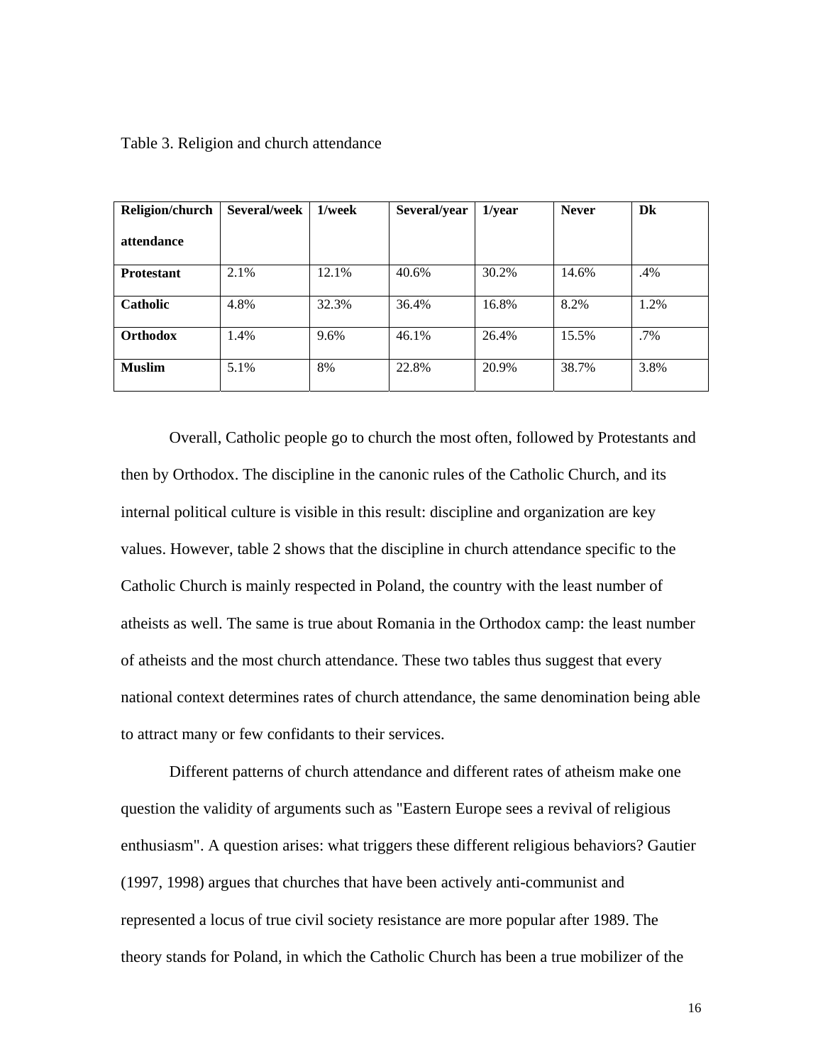Table 3. Religion and church attendance

| Religion/church attendance | Several/week | 1/week | Several/year | 1/year | Never | Dk |
|---|---|---|---|---|---|---|
| **Protestant** | 2.1% | 12.1% | 40.6% | 30.2% | 14.6% | .4% |
| **Catholic** | 4.8% | 32.3% | 36.4% | 16.8% | 8.2% | 1.2% |
| **Orthodox** | 1.4% | 9.6% | 46.1% | 26.4% | 15.5% | .7% |
| **Muslim** | 5.1% | 8% | 22.8% | 20.9% | 38.7% | 3.8% |

Overall, Catholic people go to church the most often, followed by Protestants and then by Orthodox. The discipline in the canonic rules of the Catholic Church, and its internal political culture is visible in this result: discipline and organization are key values. However, table 2 shows that the discipline in church attendance specific to the Catholic Church is mainly respected in Poland, the country with the least number of atheists as well. The same is true about Romania in the Orthodox camp: the least number of atheists and the most church attendance. These two tables thus suggest that every national context determines rates of church attendance, the same denomination being able to attract many or few confidants to their services.

Different patterns of church attendance and different rates of atheism make one question the validity of arguments such as "Eastern Europe sees a revival of religious enthusiasm". A question arises: what triggers these different religious behaviors? Gautier (1997, 1998) argues that churches that have been actively anti-communist and represented a locus of true civil society resistance are more popular after 1989. The theory stands for Poland, in which the Catholic Church has been a true mobilizer of the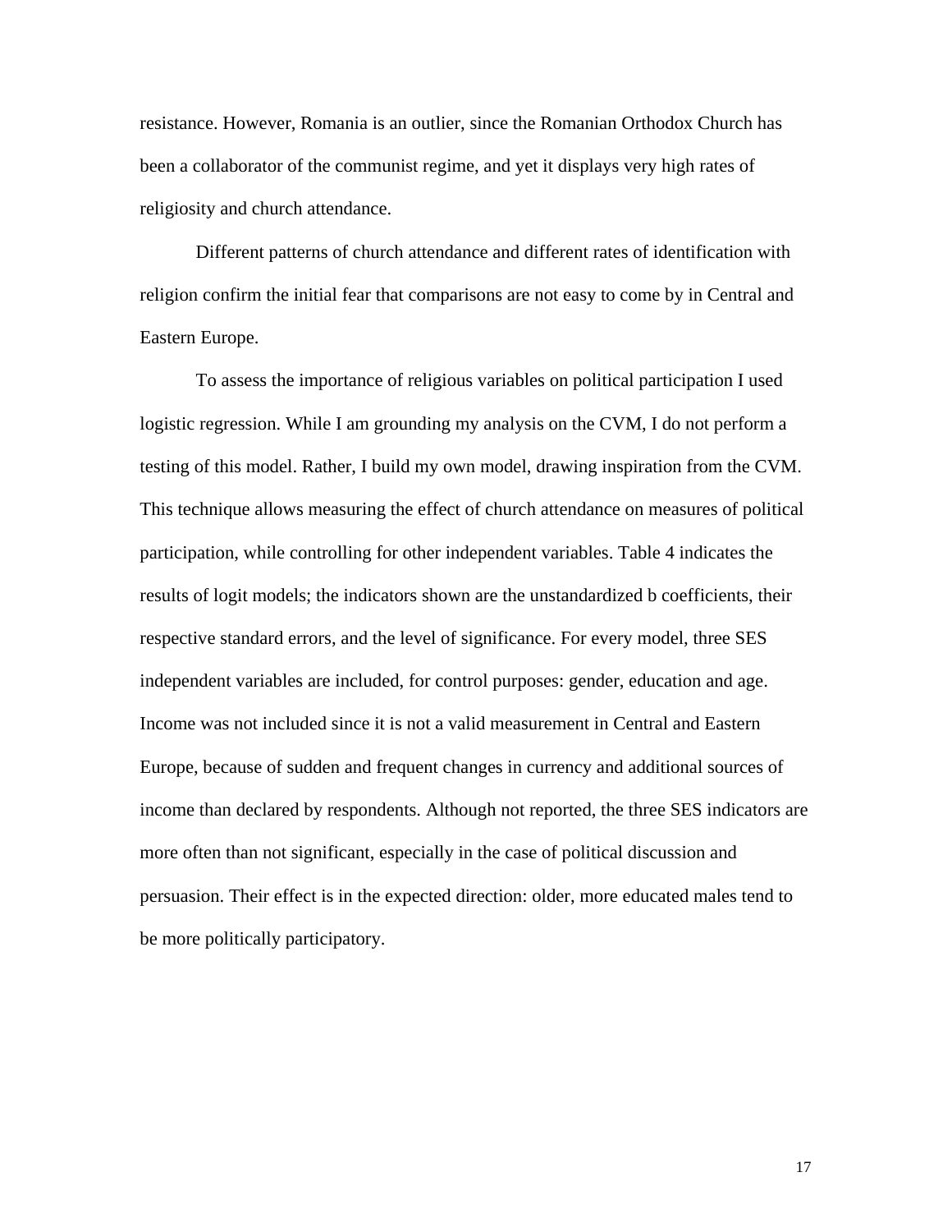resistance. However, Romania is an outlier, since the Romanian Orthodox Church has been a collaborator of the communist regime, and yet it displays very high rates of religiosity and church attendance.

Different patterns of church attendance and different rates of identification with religion confirm the initial fear that comparisons are not easy to come by in Central and Eastern Europe.

To assess the importance of religious variables on political participation I used logistic regression. While I am grounding my analysis on the CVM, I do not perform a testing of this model. Rather, I build my own model, drawing inspiration from the CVM. This technique allows measuring the effect of church attendance on measures of political participation, while controlling for other independent variables. Table 4 indicates the results of logit models; the indicators shown are the unstandardized b coefficients, their respective standard errors, and the level of significance. For every model, three SES independent variables are included, for control purposes: gender, education and age. Income was not included since it is not a valid measurement in Central and Eastern Europe, because of sudden and frequent changes in currency and additional sources of income than declared by respondents. Although not reported, the three SES indicators are more often than not significant, especially in the case of political discussion and persuasion. Their effect is in the expected direction: older, more educated males tend to be more politically participatory.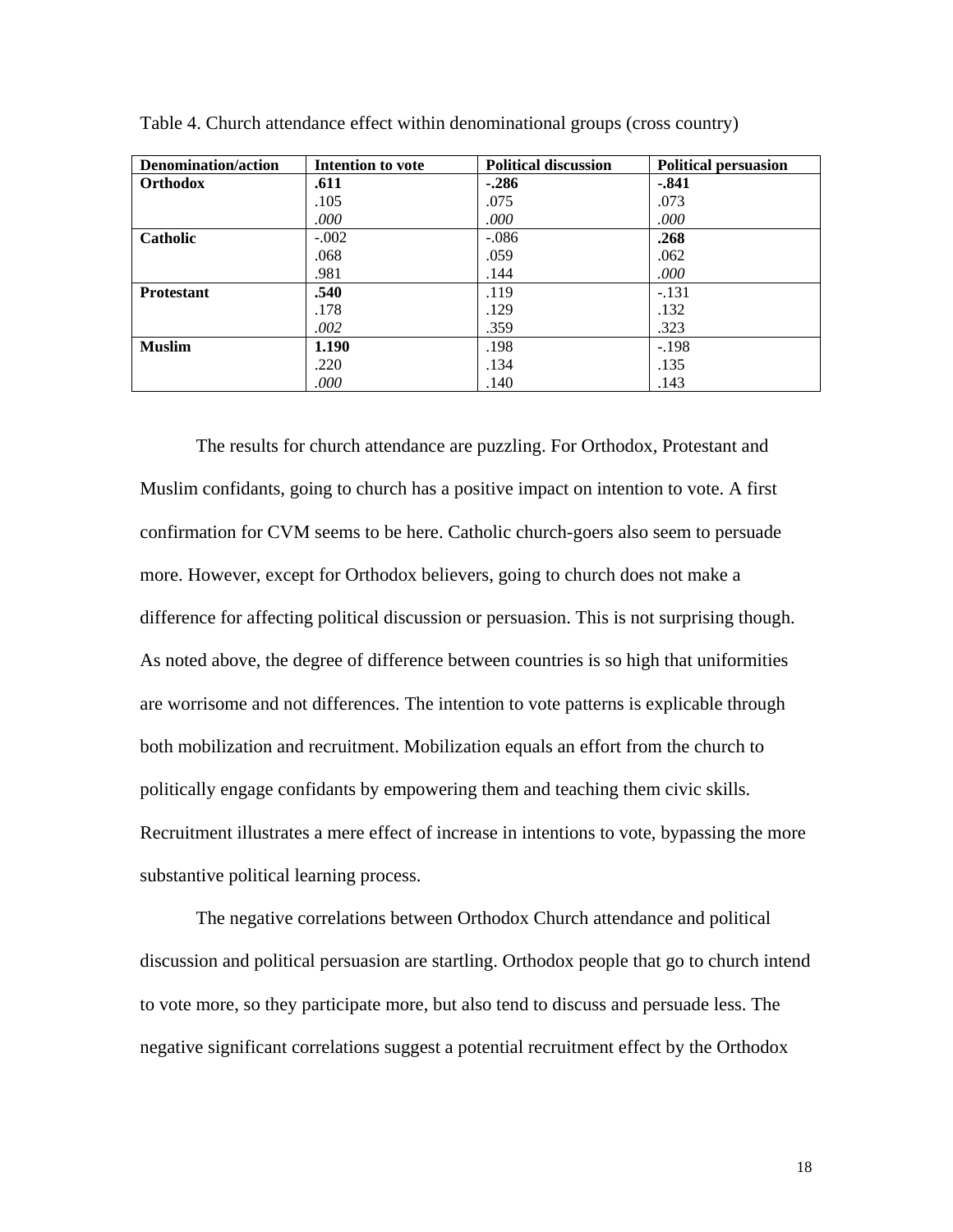Table 4. Church attendance effect within denominational groups (cross country)

| Denomination/action | Intention to vote | Political discussion | Political persuasion |
|---|---|---|---|
| **Orthodox** | **.611** | **-.286** | **-.841** |
| | .105 | .075 | .073 |
| | *.000* | *.000* | *.000* |
| **Catholic** | -.002 | -.086 | **.268** |
| | .068 | .059 | .062 |
| | .981 | .144 | *.000* |
| **Protestant** | **.540** | .119 | -.131 |
| | .178 | .129 | .132 |
| | *.002* | .359 | .323 |
| **Muslim** | **1.190** | .198 | -.198 |
| | .220 | .134 | .135 |
| | *.000* | .140 | .143 |

The results for church attendance are puzzling. For Orthodox, Protestant and Muslim confidants, going to church has a positive impact on intention to vote. A first confirmation for CVM seems to be here. Catholic church-goers also seem to persuade more. However, except for Orthodox believers, going to church does not make a difference for affecting political discussion or persuasion. This is not surprising though. As noted above, the degree of difference between countries is so high that uniformities are worrisome and not differences. The intention to vote patterns is explicable through both mobilization and recruitment. Mobilization equals an effort from the church to politically engage confidants by empowering them and teaching them civic skills. Recruitment illustrates a mere effect of increase in intentions to vote, bypassing the more substantive political learning process.

The negative correlations between Orthodox Church attendance and political discussion and political persuasion are startling. Orthodox people that go to church intend to vote more, so they participate more, but also tend to discuss and persuade less. The negative significant correlations suggest a potential recruitment effect by the Orthodox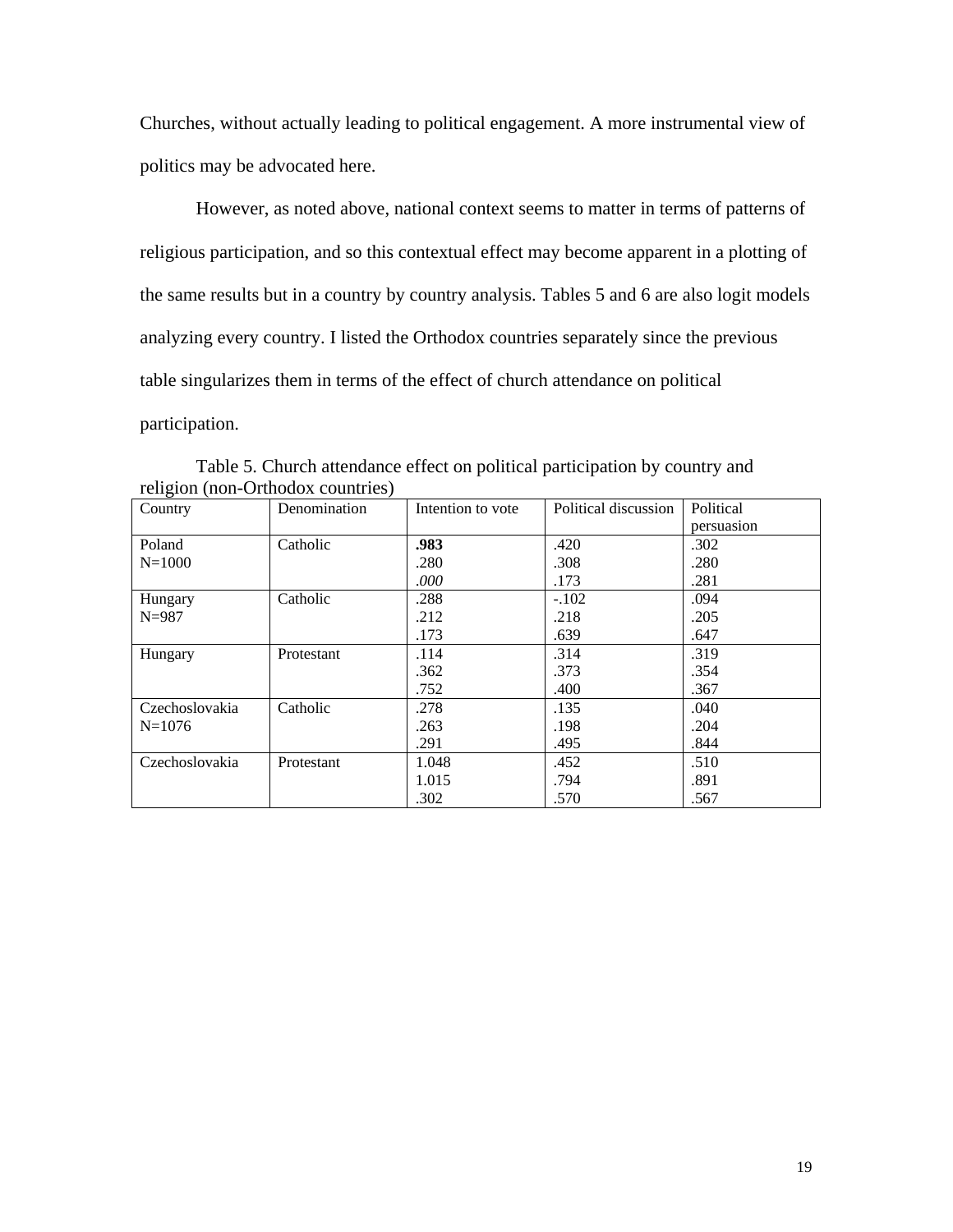Churches, without actually leading to political engagement. A more instrumental view of politics may be advocated here.

However, as noted above, national context seems to matter in terms of patterns of religious participation, and so this contextual effect may become apparent in a plotting of the same results but in a country by country analysis. Tables 5 and 6 are also logit models analyzing every country. I listed the Orthodox countries separately since the previous table singularizes them in terms of the effect of church attendance on political participation.

Table 5. Church attendance effect on political participation by country and religion (non-Orthodox countries)

| Country | Denomination | Intention to vote | Political discussion | Political persuasion |
|---|---|---|---|---|
| Poland<br>N=1000 | Catholic | **.983**<br>.280<br>*.000* | .420<br>.308<br>.173 | .302<br>.280<br>.281 |
| Hungary<br>N=987 | Catholic | .288<br>.212<br>.173 | -.102<br>.218<br>.639 | .094<br>.205<br>.647 |
| Hungary | Protestant | .114<br>.362<br>.752 | .314<br>.373<br>.400 | .319<br>.354<br>.367 |
| Czechoslovakia<br>N=1076 | Catholic | .278<br>.263<br>.291 | .135<br>.198<br>.495 | .040<br>.204<br>.844 |
| Czechoslovakia | Protestant | 1.048<br>1.015<br>.302 | .452<br>.794<br>.570 | .510<br>.891<br>.567 |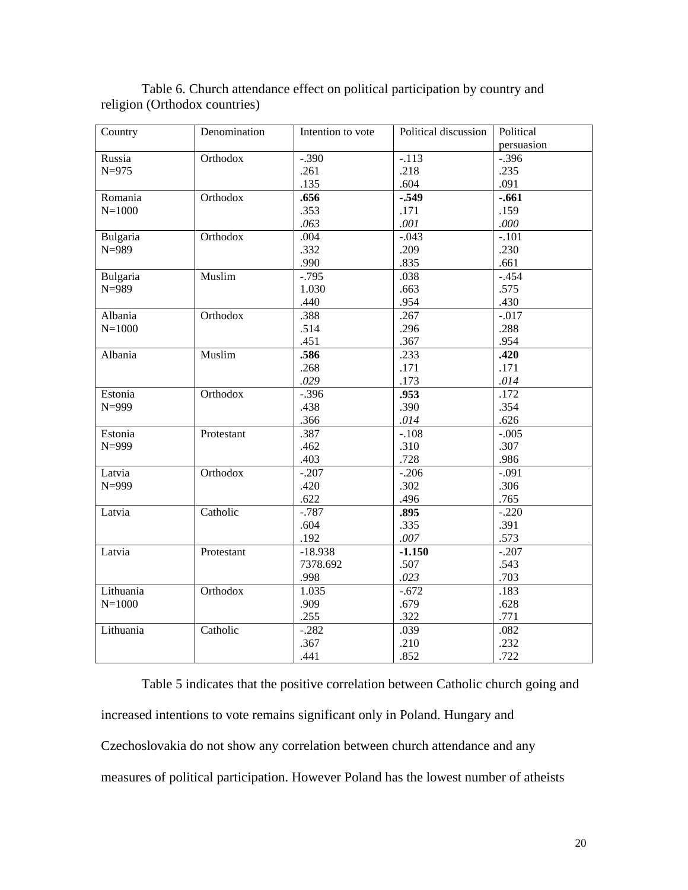Table 6. Church attendance effect on political participation by country and religion (Orthodox countries)

| Country | Denomination | Intention to vote | Political discussion | Political persuasion |
|---|---|---|---|---|
| Russia<br>N=975 | Orthodox | -.390<br>.261<br>.135 | -.113<br>.218<br>.604 | -.396<br>.235<br>.091 |
| Romania<br>N=1000 | Orthodox | **.656**<br>.353<br>*.063* | **-.549**<br>.171<br>*.001* | **-.661**<br>.159<br>*.000* |
| Bulgaria<br>N=989 | Orthodox | .004<br>.332<br>.990 | -.043<br>.209<br>.835 | -.101<br>.230<br>.661 |
| Bulgaria<br>N=989 | Muslim | -.795<br>1.030<br>.440 | .038<br>.663<br>.954 | -.454<br>.575<br>.430 |
| Albania<br>N=1000 | Orthodox | .388<br>.514<br>.451 | .267<br>.296<br>.367 | -.017<br>.288<br>.954 |
| Albania | Muslim | **.586**<br>.268<br>*.029* | .233<br>.171<br>.173 | **.420**<br>.171<br>*.014* |
| Estonia<br>N=999 | Orthodox | -.396<br>.438<br>.366 | **.953**<br>.390<br>*.014* | .172<br>.354<br>.626 |
| Estonia<br>N=999 | Protestant | .387<br>.462<br>.403 | -.108<br>.310<br>.728 | -.005<br>.307<br>.986 |
| Latvia<br>N=999 | Orthodox | -.207<br>.420<br>.622 | -.206<br>.302<br>.496 | -.091<br>.306<br>.765 |
| Latvia | Catholic | -.787<br>.604<br>.192 | **.895**<br>.335<br>*.007* | -.220<br>.391<br>.573 |
| Latvia | Protestant | -18.938<br>7378.692<br>.998 | **-1.150**<br>.507<br>*.023* | -.207<br>.543<br>.703 |
| Lithuania<br>N=1000 | Orthodox | 1.035<br>.909<br>.255 | -.672<br>.679<br>.322 | .183<br>.628<br>.771 |
| Lithuania | Catholic | -.282<br>.367<br>.441 | .039<br>.210<br>.852 | .082<br>.232<br>.722 |

Table 5 indicates that the positive correlation between Catholic church going and increased intentions to vote remains significant only in Poland. Hungary and Czechoslovakia do not show any correlation between church attendance and any measures of political participation. However Poland has the lowest number of atheists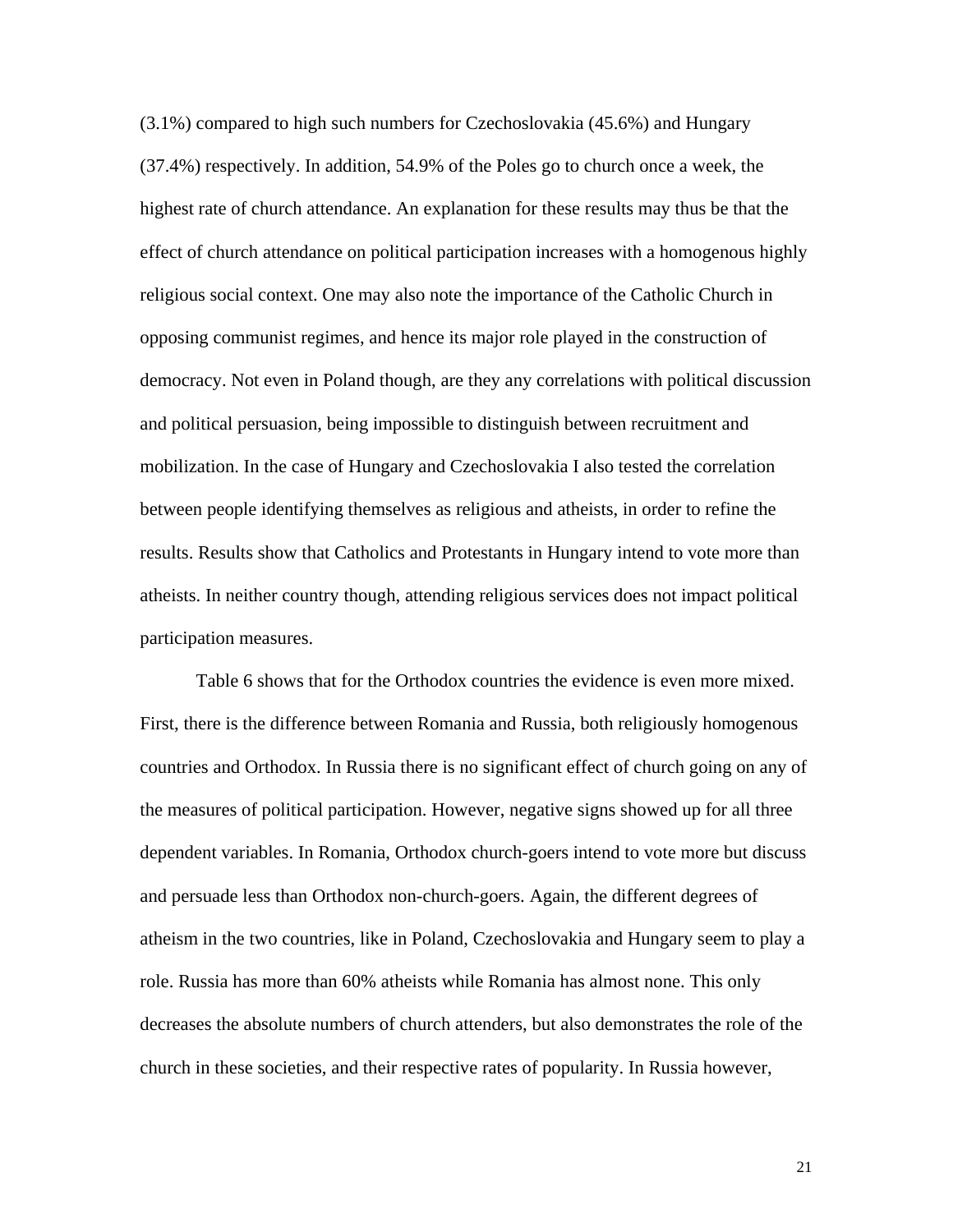(3.1%) compared to high such numbers for Czechoslovakia (45.6%) and Hungary (37.4%) respectively. In addition, 54.9% of the Poles go to church once a week, the highest rate of church attendance. An explanation for these results may thus be that the effect of church attendance on political participation increases with a homogenous highly religious social context. One may also note the importance of the Catholic Church in opposing communist regimes, and hence its major role played in the construction of democracy. Not even in Poland though, are they any correlations with political discussion and political persuasion, being impossible to distinguish between recruitment and mobilization. In the case of Hungary and Czechoslovakia I also tested the correlation between people identifying themselves as religious and atheists, in order to refine the results. Results show that Catholics and Protestants in Hungary intend to vote more than atheists. In neither country though, attending religious services does not impact political participation measures.

Table 6 shows that for the Orthodox countries the evidence is even more mixed. First, there is the difference between Romania and Russia, both religiously homogenous countries and Orthodox. In Russia there is no significant effect of church going on any of the measures of political participation. However, negative signs showed up for all three dependent variables. In Romania, Orthodox church-goers intend to vote more but discuss and persuade less than Orthodox non-church-goers. Again, the different degrees of atheism in the two countries, like in Poland, Czechoslovakia and Hungary seem to play a role. Russia has more than 60% atheists while Romania has almost none. This only decreases the absolute numbers of church attenders, but also demonstrates the role of the church in these societies, and their respective rates of popularity. In Russia however,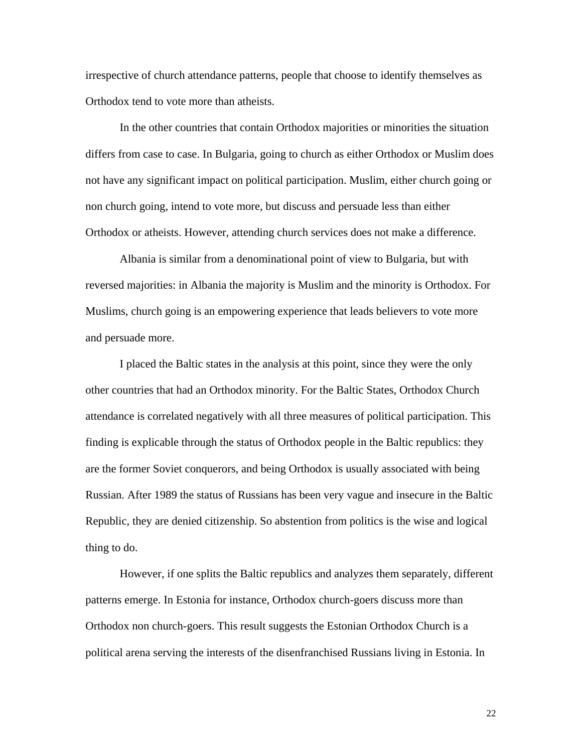irrespective of church attendance patterns, people that choose to identify themselves as Orthodox tend to vote more than atheists.

In the other countries that contain Orthodox majorities or minorities the situation differs from case to case. In Bulgaria, going to church as either Orthodox or Muslim does not have any significant impact on political participation. Muslim, either church going or non church going, intend to vote more, but discuss and persuade less than either Orthodox or atheists. However, attending church services does not make a difference.

Albania is similar from a denominational point of view to Bulgaria, but with reversed majorities: in Albania the majority is Muslim and the minority is Orthodox. For Muslims, church going is an empowering experience that leads believers to vote more and persuade more.

I placed the Baltic states in the analysis at this point, since they were the only other countries that had an Orthodox minority. For the Baltic States, Orthodox Church attendance is correlated negatively with all three measures of political participation. This finding is explicable through the status of Orthodox people in the Baltic republics: they are the former Soviet conquerors, and being Orthodox is usually associated with being Russian. After 1989 the status of Russians has been very vague and insecure in the Baltic Republic, they are denied citizenship. So abstention from politics is the wise and logical thing to do.

However, if one splits the Baltic republics and analyzes them separately, different patterns emerge. In Estonia for instance, Orthodox church-goers discuss more than Orthodox non church-goers. This result suggests the Estonian Orthodox Church is a political arena serving the interests of the disenfranchised Russians living in Estonia. In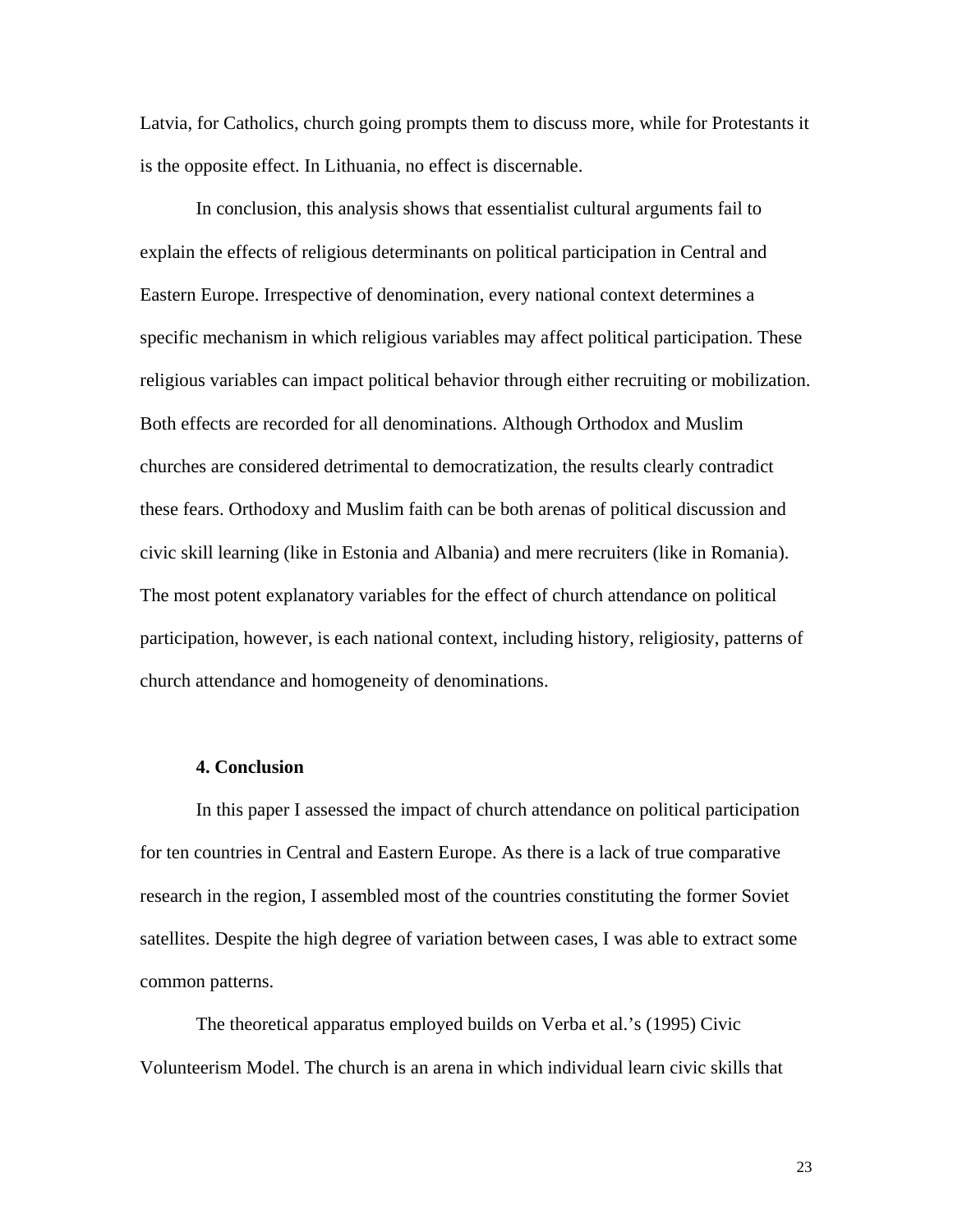Latvia, for Catholics, church going prompts them to discuss more, while for Protestants it is the opposite effect. In Lithuania, no effect is discernable.

In conclusion, this analysis shows that essentialist cultural arguments fail to explain the effects of religious determinants on political participation in Central and Eastern Europe. Irrespective of denomination, every national context determines a specific mechanism in which religious variables may affect political participation. These religious variables can impact political behavior through either recruiting or mobilization. Both effects are recorded for all denominations. Although Orthodox and Muslim churches are considered detrimental to democratization, the results clearly contradict these fears. Orthodoxy and Muslim faith can be both arenas of political discussion and civic skill learning (like in Estonia and Albania) and mere recruiters (like in Romania). The most potent explanatory variables for the effect of church attendance on political participation, however, is each national context, including history, religiosity, patterns of church attendance and homogeneity of denominations.

## 4. Conclusion

In this paper I assessed the impact of church attendance on political participation for ten countries in Central and Eastern Europe. As there is a lack of true comparative research in the region, I assembled most of the countries constituting the former Soviet satellites. Despite the high degree of variation between cases, I was able to extract some common patterns.

The theoretical apparatus employed builds on Verba et al.'s (1995) Civic Volunteerism Model. The church is an arena in which individual learn civic skills that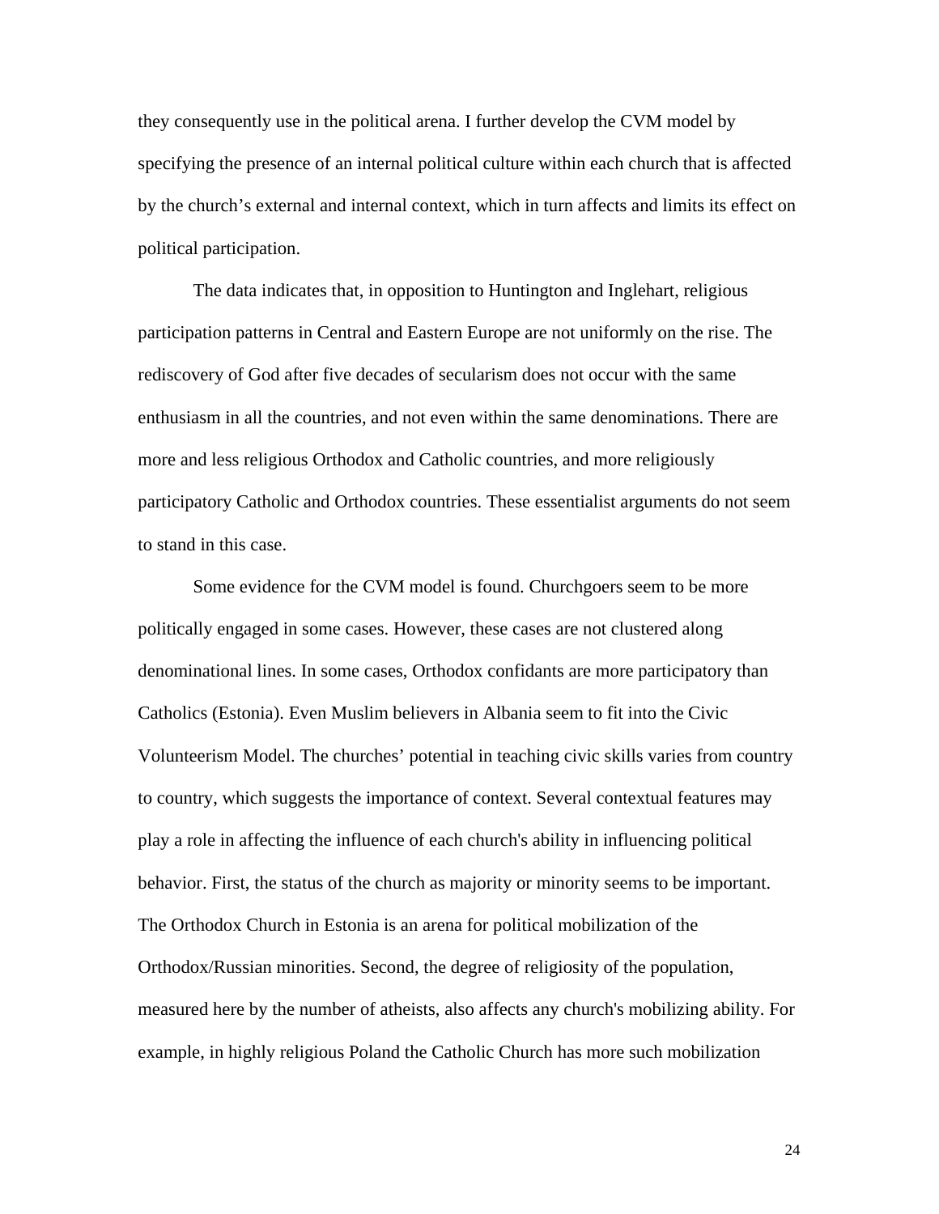they consequently use in the political arena. I further develop the CVM model by specifying the presence of an internal political culture within each church that is affected by the church's external and internal context, which in turn affects and limits its effect on political participation.

The data indicates that, in opposition to Huntington and Inglehart, religious participation patterns in Central and Eastern Europe are not uniformly on the rise. The rediscovery of God after five decades of secularism does not occur with the same enthusiasm in all the countries, and not even within the same denominations. There are more and less religious Orthodox and Catholic countries, and more religiously participatory Catholic and Orthodox countries. These essentialist arguments do not seem to stand in this case.

Some evidence for the CVM model is found. Churchgoers seem to be more politically engaged in some cases. However, these cases are not clustered along denominational lines. In some cases, Orthodox confidants are more participatory than Catholics (Estonia). Even Muslim believers in Albania seem to fit into the Civic Volunteerism Model. The churches' potential in teaching civic skills varies from country to country, which suggests the importance of context. Several contextual features may play a role in affecting the influence of each church's ability in influencing political behavior. First, the status of the church as majority or minority seems to be important. The Orthodox Church in Estonia is an arena for political mobilization of the Orthodox/Russian minorities. Second, the degree of religiosity of the population, measured here by the number of atheists, also affects any church's mobilizing ability. For example, in highly religious Poland the Catholic Church has more such mobilization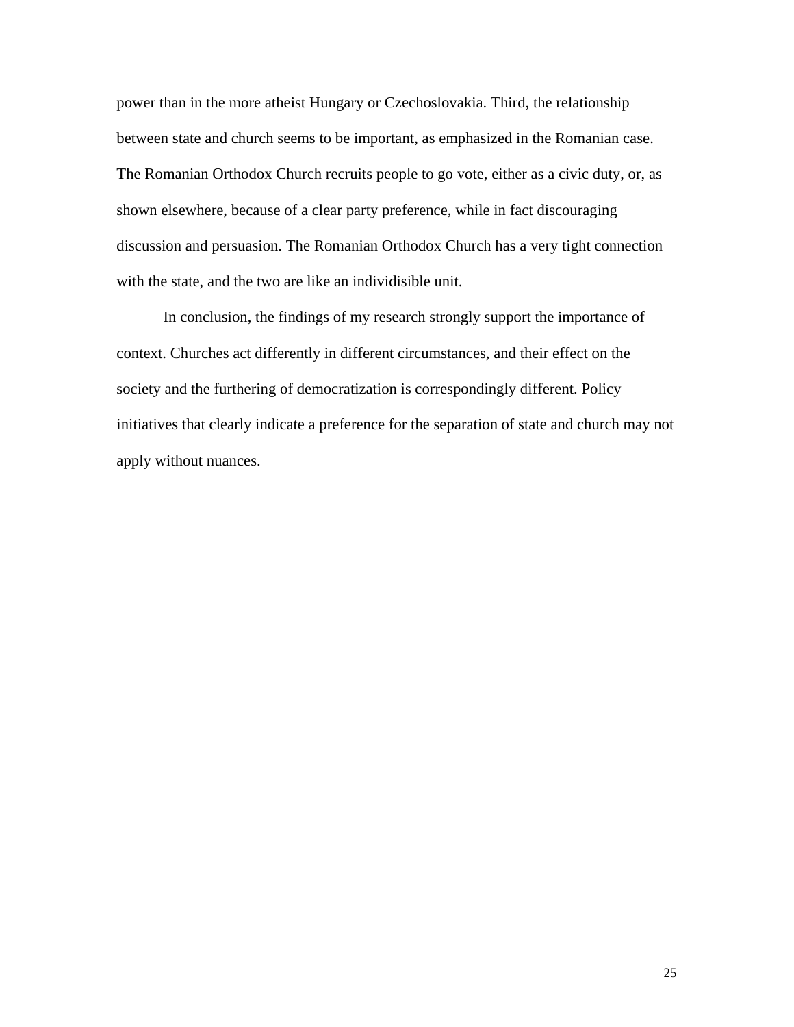power than in the more atheist Hungary or Czechoslovakia. Third, the relationship between state and church seems to be important, as emphasized in the Romanian case. The Romanian Orthodox Church recruits people to go vote, either as a civic duty, or, as shown elsewhere, because of a clear party preference, while in fact discouraging discussion and persuasion. The Romanian Orthodox Church has a very tight connection with the state, and the two are like an individisible unit.

In conclusion, the findings of my research strongly support the importance of context. Churches act differently in different circumstances, and their effect on the society and the furthering of democratization is correspondingly different. Policy initiatives that clearly indicate a preference for the separation of state and church may not apply without nuances.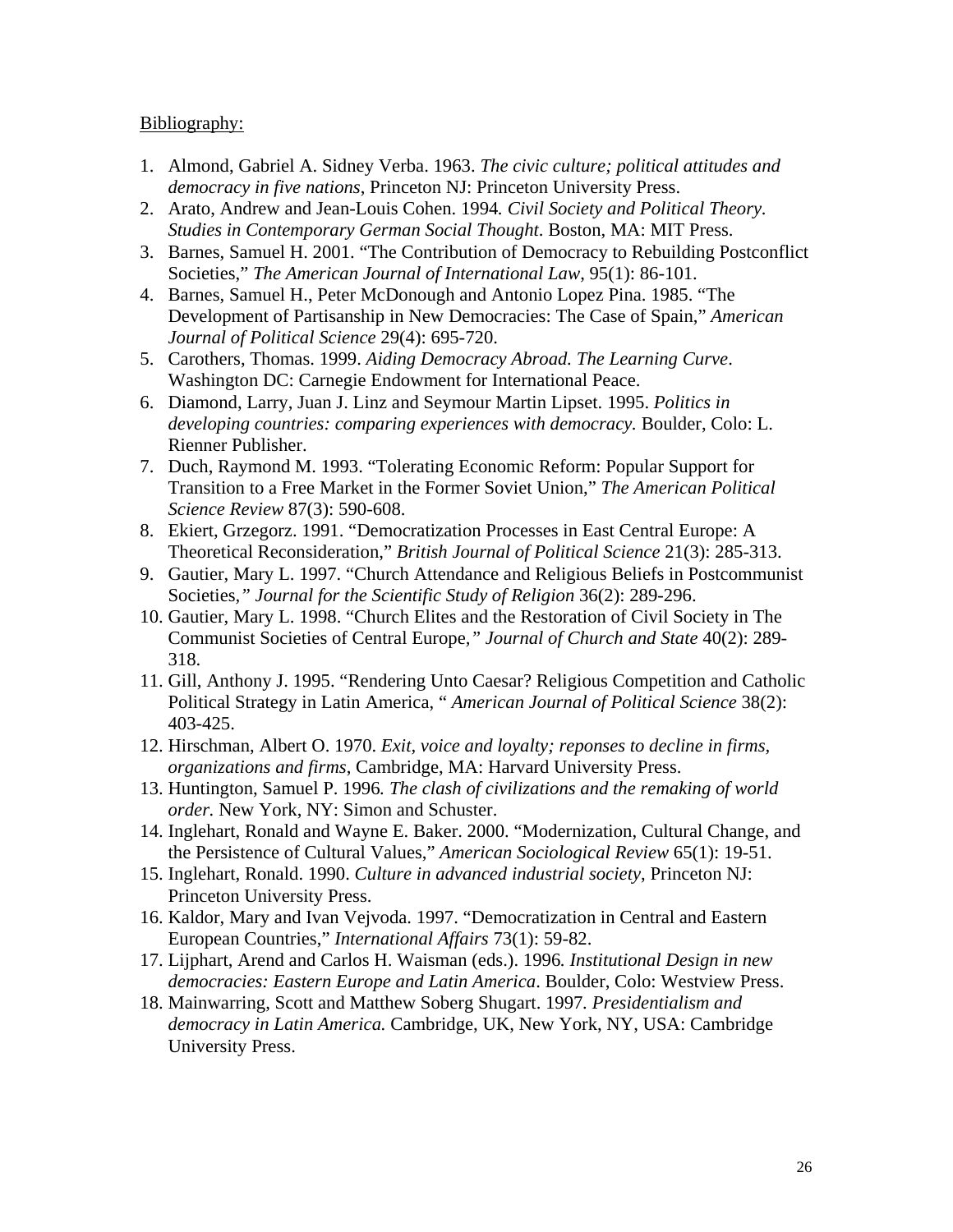Bibliography:

1. Almond, Gabriel A. Sidney Verba. 1963. *The civic culture; political attitudes and democracy in five nations*, Princeton NJ: Princeton University Press.
2. Arato, Andrew and Jean-Louis Cohen. 1994*. Civil Society and Political Theory. Studies in Contemporary German Social Thought*. Boston, MA: MIT Press.
3. Barnes, Samuel H. 2001. "The Contribution of Democracy to Rebuilding Postconflict Societies," *The American Journal of International Law*, 95(1): 86-101.
4. Barnes, Samuel H., Peter McDonough and Antonio Lopez Pina. 1985. "The Development of Partisanship in New Democracies: The Case of Spain," *American Journal of Political Science* 29(4): 695-720.
5. Carothers, Thomas. 1999. *Aiding Democracy Abroad. The Learning Curve*. Washington DC: Carnegie Endowment for International Peace.
6. Diamond, Larry, Juan J. Linz and Seymour Martin Lipset. 1995. *Politics in developing countries: comparing experiences with democracy.* Boulder, Colo: L. Rienner Publisher.
7. Duch, Raymond M. 1993. "Tolerating Economic Reform: Popular Support for Transition to a Free Market in the Former Soviet Union," *The American Political Science Review* 87(3): 590-608.
8. Ekiert, Grzegorz. 1991. "Democratization Processes in East Central Europe: A Theoretical Reconsideration," *British Journal of Political Science* 21(3): 285-313.
9. Gautier, Mary L. 1997. "Church Attendance and Religious Beliefs in Postcommunist Societies*," Journal for the Scientific Study of Religion* 36(2): 289-296.
10. Gautier, Mary L. 1998. "Church Elites and the Restoration of Civil Society in The Communist Societies of Central Europe*," Journal of Church and State* 40(2): 289-318.
11. Gill, Anthony J. 1995. "Rendering Unto Caesar? Religious Competition and Catholic Political Strategy in Latin America, " *American Journal of Political Science* 38(2): 403-425.
12. Hirschman, Albert O. 1970. *Exit, voice and loyalty; reponses to decline in firms, organizations and firms*, Cambridge, MA: Harvard University Press.
13. Huntington, Samuel P. 1996*. The clash of civilizations and the remaking of world order.* New York, NY: Simon and Schuster.
14. Inglehart, Ronald and Wayne E. Baker. 2000. "Modernization, Cultural Change, and the Persistence of Cultural Values," *American Sociological Review* 65(1): 19-51.
15. Inglehart, Ronald. 1990. *Culture in advanced industrial society*, Princeton NJ: Princeton University Press.
16. Kaldor, Mary and Ivan Vejvoda. 1997. "Democratization in Central and Eastern European Countries," *International Affairs* 73(1): 59-82.
17. Lijphart, Arend and Carlos H. Waisman (eds.). 1996*. Institutional Design in new democracies: Eastern Europe and Latin America*. Boulder, Colo: Westview Press.
18. Mainwarring, Scott and Matthew Soberg Shugart. 1997. *Presidentialism and democracy in Latin America.* Cambridge, UK, New York, NY, USA: Cambridge University Press.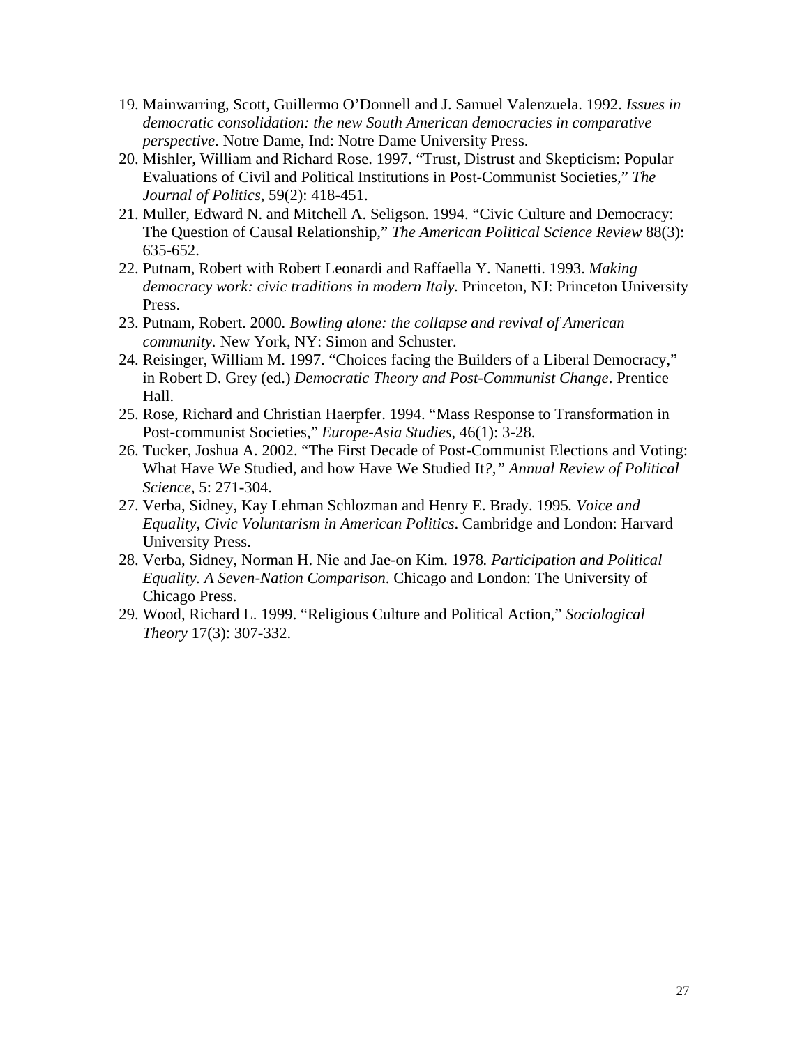19. Mainwarring, Scott, Guillermo O'Donnell and J. Samuel Valenzuela. 1992. *Issues in democratic consolidation: the new South American democracies in comparative perspective*. Notre Dame, Ind: Notre Dame University Press.
20. Mishler, William and Richard Rose. 1997. "Trust, Distrust and Skepticism: Popular Evaluations of Civil and Political Institutions in Post-Communist Societies," *The Journal of Politics*, 59(2): 418-451.
21. Muller, Edward N. and Mitchell A. Seligson. 1994. "Civic Culture and Democracy: The Question of Causal Relationship," *The American Political Science Review* 88(3): 635-652.
22. Putnam, Robert with Robert Leonardi and Raffaella Y. Nanetti. 1993. *Making democracy work: civic traditions in modern Italy*. Princeton, NJ: Princeton University Press.
23. Putnam, Robert. 2000. *Bowling alone: the collapse and revival of American community*. New York, NY: Simon and Schuster.
24. Reisinger, William M. 1997. "Choices facing the Builders of a Liberal Democracy," in Robert D. Grey (ed.) *Democratic Theory and Post-Communist Change*. Prentice Hall.
25. Rose, Richard and Christian Haerpfer. 1994. "Mass Response to Transformation in Post-communist Societies," *Europe-Asia Studies*, 46(1): 3-28.
26. Tucker, Joshua A. 2002. "The First Decade of Post-Communist Elections and Voting: What Have We Studied, and how Have We Studied It*?," Annual Review of Political Science*, 5: 271-304.
27. Verba, Sidney, Kay Lehman Schlozman and Henry E. Brady. 1995. *Voice and Equality, Civic Voluntarism in American Politics*. Cambridge and London: Harvard University Press.
28. Verba, Sidney, Norman H. Nie and Jae-on Kim. 1978. *Participation and Political Equality. A Seven-Nation Comparison*. Chicago and London: The University of Chicago Press.
29. Wood, Richard L. 1999. "Religious Culture and Political Action," *Sociological Theory* 17(3): 307-332.